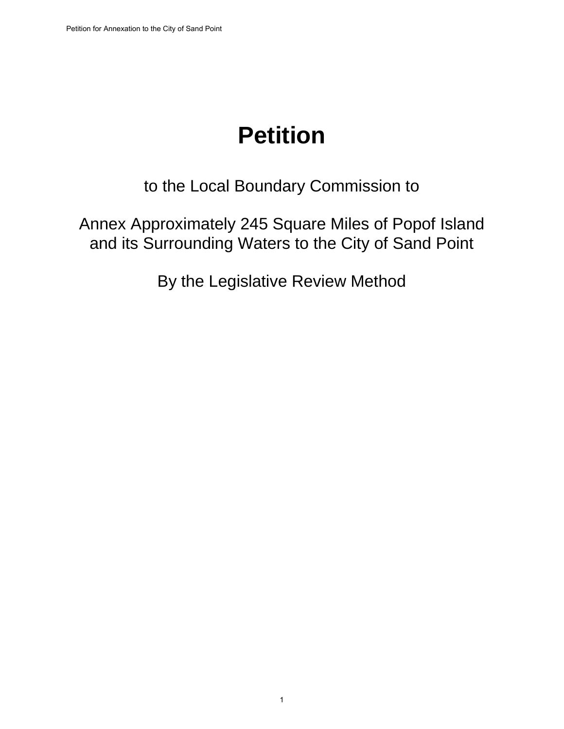# Petition

to the Local Boundary Commission to

Annex Approximately 245 Square Miles of Popof Island and its Surrounding Waters to the City of Sand Point

By the Legislative Review Method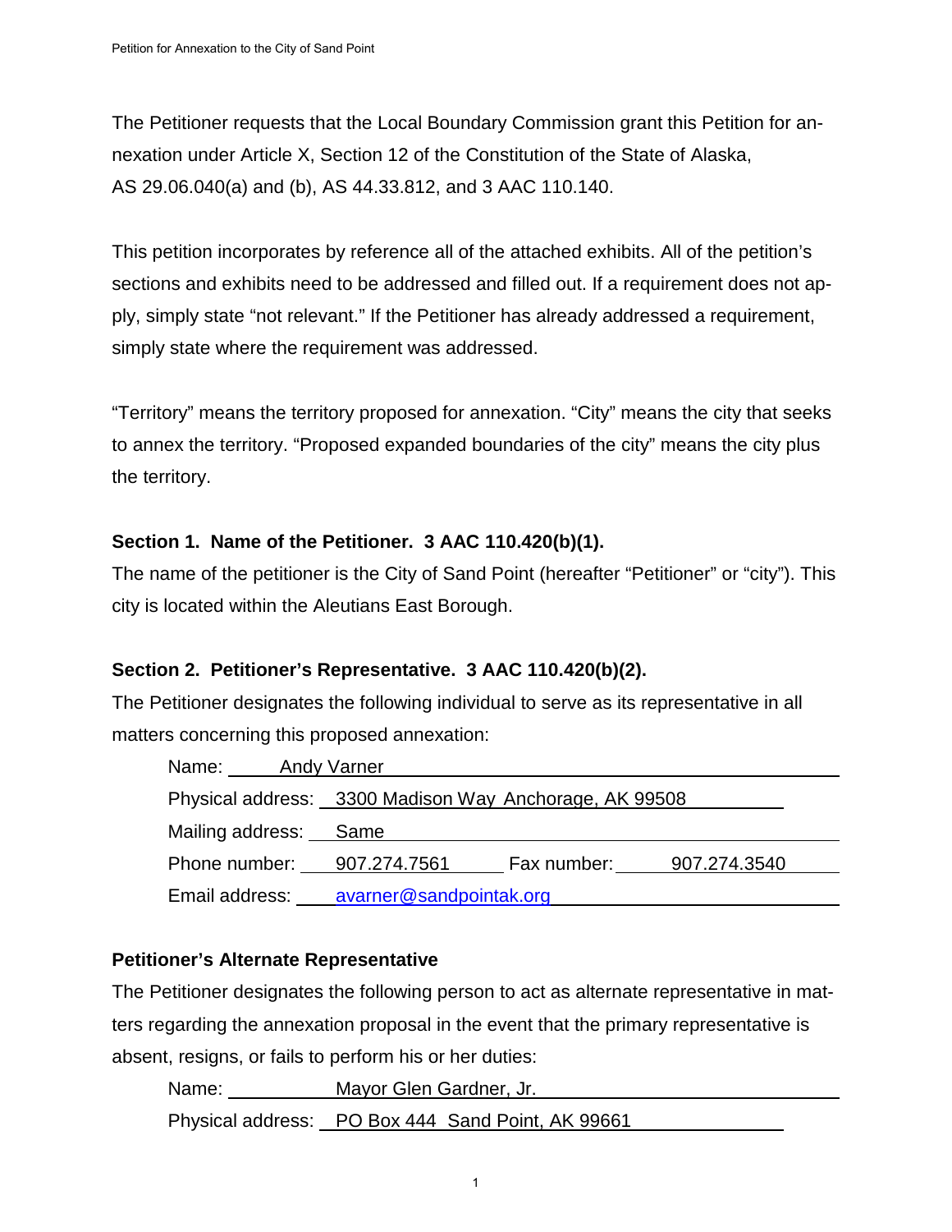The Petitioner requests that the Local Boundary Commission grant this Petition for annexation under Article X, Section 12 of the Constitution of the State of Alaska, AS 29.06.040(a) and (b), AS 44.33.812, and 3 AAC 110.140.

This petition incorporates by reference all of the attached exhibits. All of the petition's sections and exhibits need to be addressed and filled out. If a requirement does not apply, simply state "not relevant." If the Petitioner has already addressed a requirement, simply state where the requirement was addressed.

"Territory" means the territory proposed for annexation. "City" means the city that seeks to annex the territory. "Proposed expanded boundaries of the city" means the city plus the territory.

**Section 1. Name of the Petitioner. 3 AAC 110.420(b)(1).**

The name of the petitioner is the City of Sand Point (hereafter "Petitioner" or "city"). This city is located within the Aleutians East Borough.

**Section 2. Petitioner's Representative. 3 AAC 110.420(b)(2).**

The Petitioner designates the following individual to serve as its representative in all matters concerning this proposed annexation:

Name: Andy Varner

Physical address: 3300 Madison Way Anchorage, AK 99508

Mailing address: Same

Phone number: 907.274.7561 Fax number: 907.274.3540

Email address: avarner@sandpointak.org

**Petitioner's Alternate Representative**

The Petitioner designates the following person to act as alternate representative in matters regarding the annexation proposal in the event that the primary representative is absent, resigns, or fails to perform his or her duties:

Name: Mayor Glen Gardner, Jr.

Physical address: PO Box 444 Sand Point, AK 99661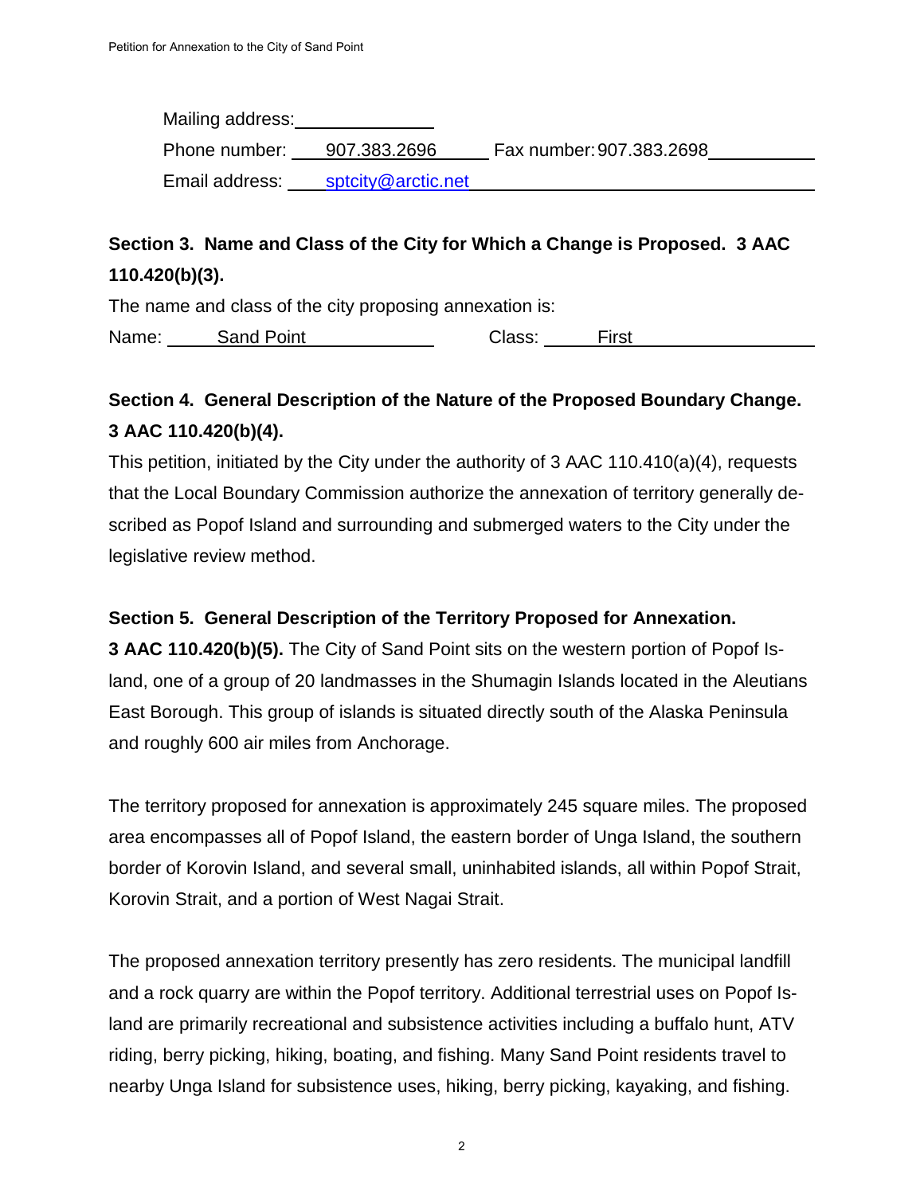Mailing address: 

Phone number: 907.383.2696 Fax number: 907.383.2698

Email address: sptcity@arctic.net

**Section 3. Name and Class of the City for Which a Change is Proposed. 3 AAC 110.420(b)(3).**

The name and class of the city proposing annexation is:

Name: Sand Point Class: First

**Section 4. General Description of the Nature of the Proposed Boundary Change. 3 AAC 110.420(b)(4).**

This petition, initiated by the City under the authority of 3 AAC 110.410(a)(4), requests that the Local Boundary Commission authorize the annexation of territory generally described as Popof Island and surrounding and submerged waters to the City under the legislative review method.

**Section 5. General Description of the Territory Proposed for Annexation. 3 AAC 110.420(b)(5).** The City of Sand Point sits on the western portion of Popof Island, one of a group of 20 landmasses in the Shumagin Islands located in the Aleutians East Borough. This group of islands is situated directly south of the Alaska Peninsula and roughly 600 air miles from Anchorage.

The territory proposed for annexation is approximately 245 square miles. The proposed area encompasses all of Popof Island, the eastern border of Unga Island, the southern border of Korovin Island, and several small, uninhabited islands, all within Popof Strait, Korovin Strait, and a portion of West Nagai Strait.

The proposed annexation territory presently has zero residents. The municipal landfill and a rock quarry are within the Popof territory. Additional terrestrial uses on Popof Island are primarily recreational and subsistence activities including a buffalo hunt, ATV riding, berry picking, hiking, boating, and fishing. Many Sand Point residents travel to nearby Unga Island for subsistence uses, hiking, berry picking, kayaking, and fishing.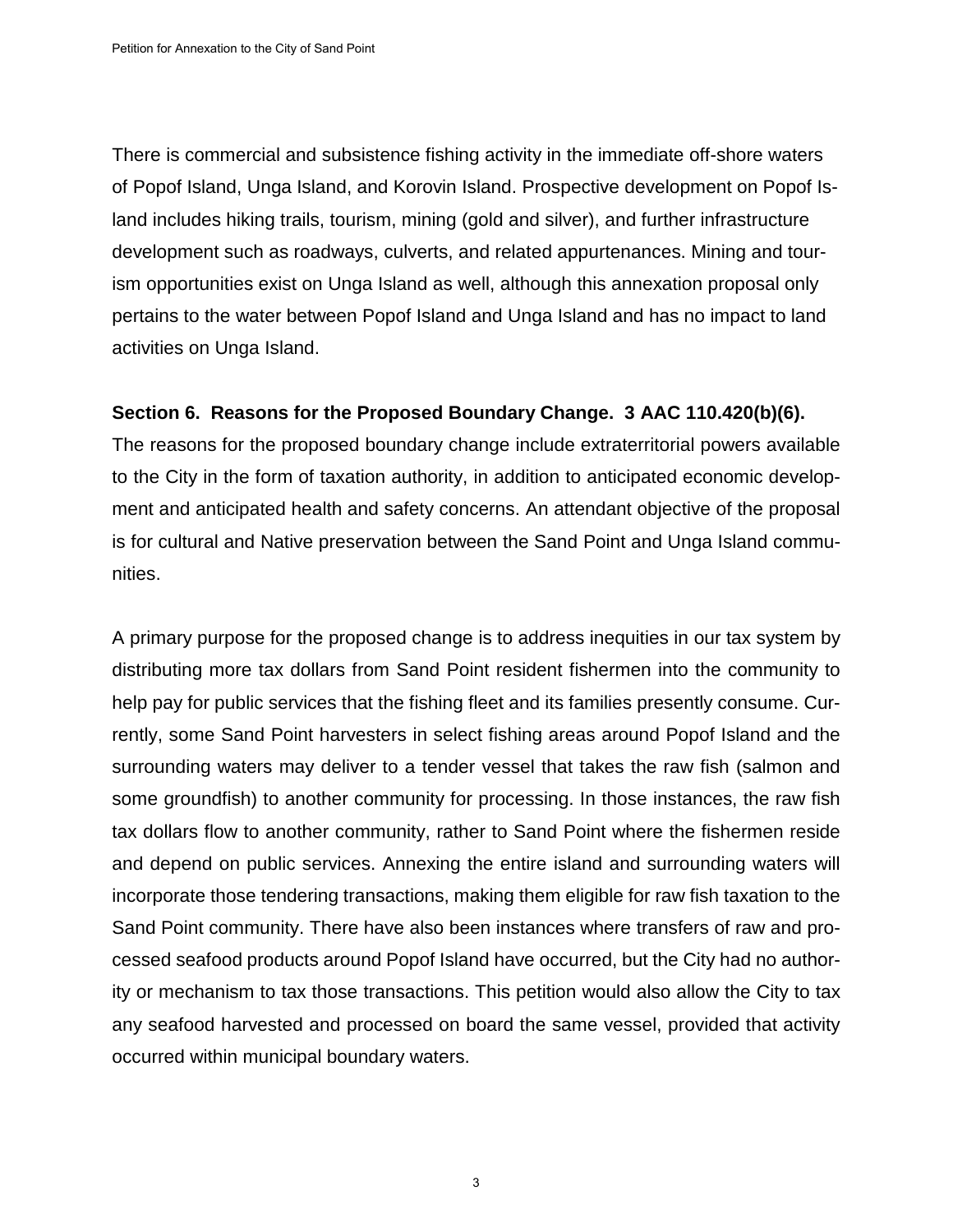There is commercial and subsistence fishing activity in the immediate off-shore waters of Popof Island, Unga Island, and Korovin Island. Prospective development on Popof Island includes hiking trails, tourism, mining (gold and silver), and further infrastructure development such as roadways, culverts, and related appurtenances. Mining and tourism opportunities exist on Unga Island as well, although this annexation proposal only pertains to the water between Popof Island and Unga Island and has no impact to land activities on Unga Island.

**Section 6. Reasons for the Proposed Boundary Change. 3 AAC 110.420(b)(6).**

The reasons for the proposed boundary change include extraterritorial powers available to the City in the form of taxation authority, in addition to anticipated economic development and anticipated health and safety concerns. An attendant objective of the proposal is for cultural and Native preservation between the Sand Point and Unga Island communities.

A primary purpose for the proposed change is to address inequities in our tax system by distributing more tax dollars from Sand Point resident fishermen into the community to help pay for public services that the fishing fleet and its families presently consume. Currently, some Sand Point harvesters in select fishing areas around Popof Island and the surrounding waters may deliver to a tender vessel that takes the raw fish (salmon and some groundfish) to another community for processing. In those instances, the raw fish tax dollars flow to another community, rather to Sand Point where the fishermen reside and depend on public services. Annexing the entire island and surrounding waters will incorporate those tendering transactions, making them eligible for raw fish taxation to the Sand Point community. There have also been instances where transfers of raw and processed seafood products around Popof Island have occurred, but the City had no authority or mechanism to tax those transactions. This petition would also allow the City to tax any seafood harvested and processed on board the same vessel, provided that activity occurred within municipal boundary waters.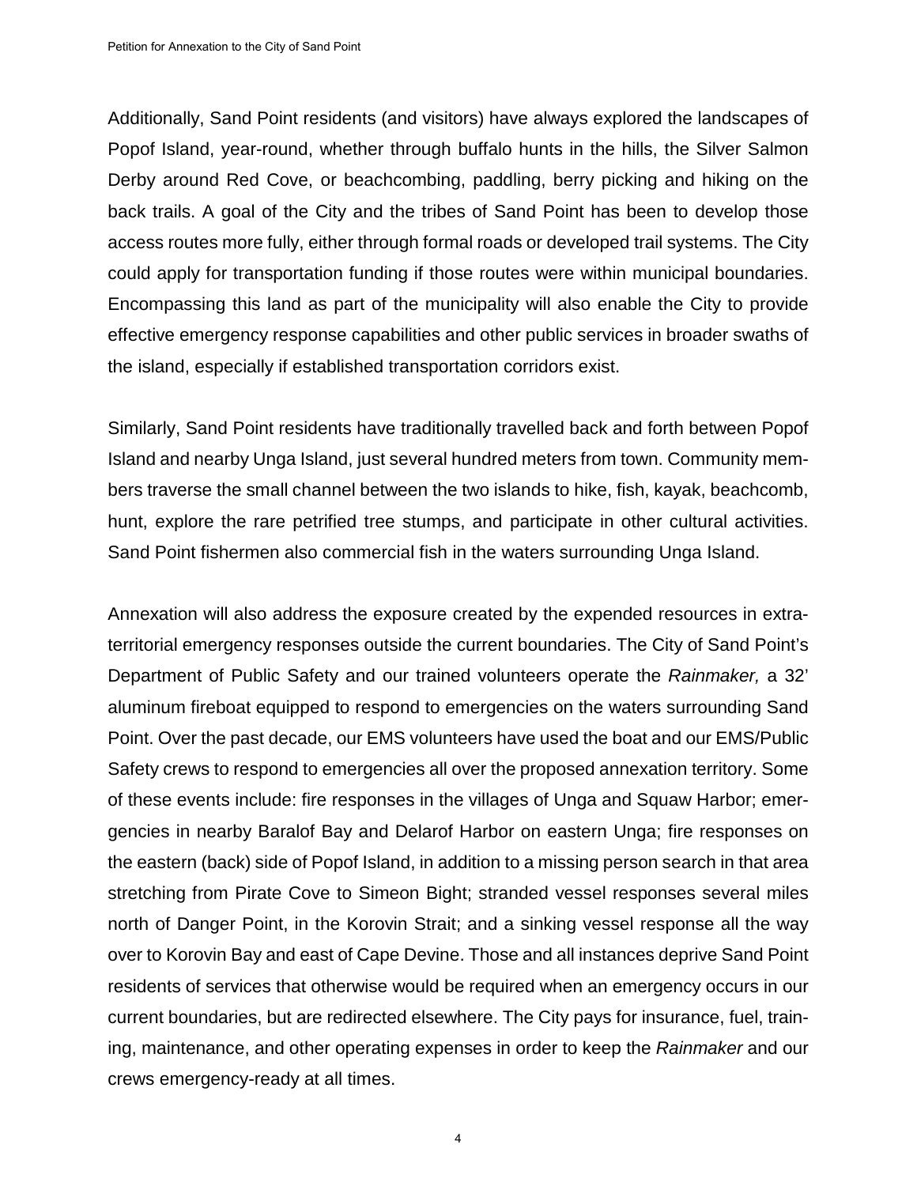Additionally, Sand Point residents (and visitors) have always explored the landscapes of Popof Island, year-round, whether through buffalo hunts in the hills, the Silver Salmon Derby around Red Cove, or beachcombing, paddling, berry picking and hiking on the back trails. A goal of the City and the tribes of Sand Point has been to develop those access routes more fully, either through formal roads or developed trail systems. The City could apply for transportation funding if those routes were within municipal boundaries. Encompassing this land as part of the municipality will also enable the City to provide effective emergency response capabilities and other public services in broader swaths of the island, especially if established transportation corridors exist.

Similarly, Sand Point residents have traditionally travelled back and forth between Popof Island and nearby Unga Island, just several hundred meters from town. Community members traverse the small channel between the two islands to hike, fish, kayak, beachcomb, hunt, explore the rare petrified tree stumps, and participate in other cultural activities. Sand Point fishermen also commercial fish in the waters surrounding Unga Island.

Annexation will also address the exposure created by the expended resources in extraterritorial emergency responses outside the current boundaries. The City of Sand Point's Department of Public Safety and our trained volunteers operate the *Rainmaker,* a 32' aluminum fireboat equipped to respond to emergencies on the waters surrounding Sand Point. Over the past decade, our EMS volunteers have used the boat and our EMS/Public Safety crews to respond to emergencies all over the proposed annexation territory. Some of these events include: fire responses in the villages of Unga and Squaw Harbor; emergencies in nearby Baralof Bay and Delarof Harbor on eastern Unga; fire responses on the eastern (back) side of Popof Island, in addition to a missing person search in that area stretching from Pirate Cove to Simeon Bight; stranded vessel responses several miles north of Danger Point, in the Korovin Strait; and a sinking vessel response all the way over to Korovin Bay and east of Cape Devine. Those and all instances deprive Sand Point residents of services that otherwise would be required when an emergency occurs in our current boundaries, but are redirected elsewhere. The City pays for insurance, fuel, training, maintenance, and other operating expenses in order to keep the *Rainmaker* and our crews emergency-ready at all times.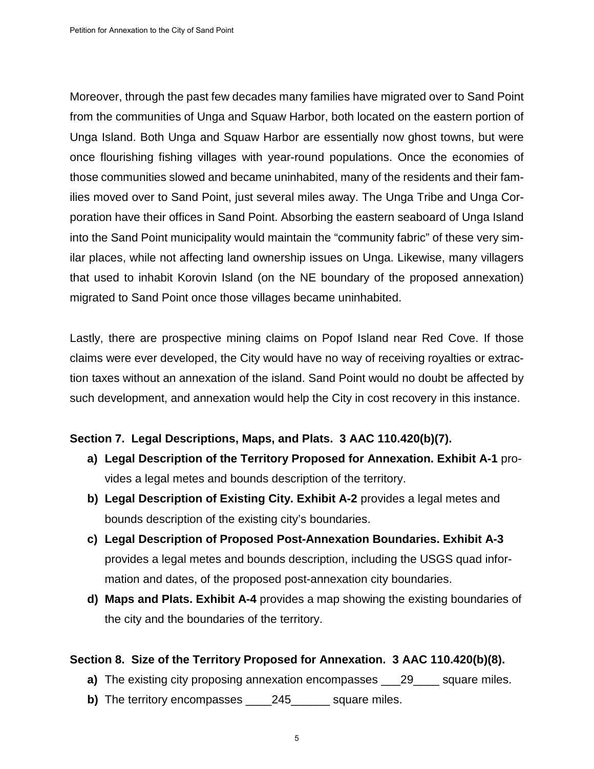Moreover, through the past few decades many families have migrated over to Sand Point from the communities of Unga and Squaw Harbor, both located on the eastern portion of Unga Island. Both Unga and Squaw Harbor are essentially now ghost towns, but were once flourishing fishing villages with year-round populations. Once the economies of those communities slowed and became uninhabited, many of the residents and their families moved over to Sand Point, just several miles away. The Unga Tribe and Unga Corporation have their offices in Sand Point. Absorbing the eastern seaboard of Unga Island into the Sand Point municipality would maintain the "community fabric" of these very similar places, while not affecting land ownership issues on Unga. Likewise, many villagers that used to inhabit Korovin Island (on the NE boundary of the proposed annexation) migrated to Sand Point once those villages became uninhabited.

Lastly, there are prospective mining claims on Popof Island near Red Cove. If those claims were ever developed, the City would have no way of receiving royalties or extraction taxes without an annexation of the island. Sand Point would no doubt be affected by such development, and annexation would help the City in cost recovery in this instance.

### Section 7. Legal Descriptions, Maps, and Plats. 3 AAC 110.420(b)(7).

**a) Legal Description of the Territory Proposed for Annexation. Exhibit A-1** provides a legal metes and bounds description of the territory.

**b) Legal Description of Existing City. Exhibit A-2** provides a legal metes and bounds description of the existing city's boundaries.

**c) Legal Description of Proposed Post-Annexation Boundaries. Exhibit A-3** provides a legal metes and bounds description, including the USGS quad information and dates, of the proposed post-annexation city boundaries.

**d) Maps and Plats. Exhibit A-4** provides a map showing the existing boundaries of the city and the boundaries of the territory.

### Section 8. Size of the Territory Proposed for Annexation. 3 AAC 110.420(b)(8).

**a)** The existing city proposing annexation encompasses \_\_\_29\_\_\_\_ square miles.

**b)** The territory encompasses \_\_\_\_245\_\_\_\_\_\_ square miles.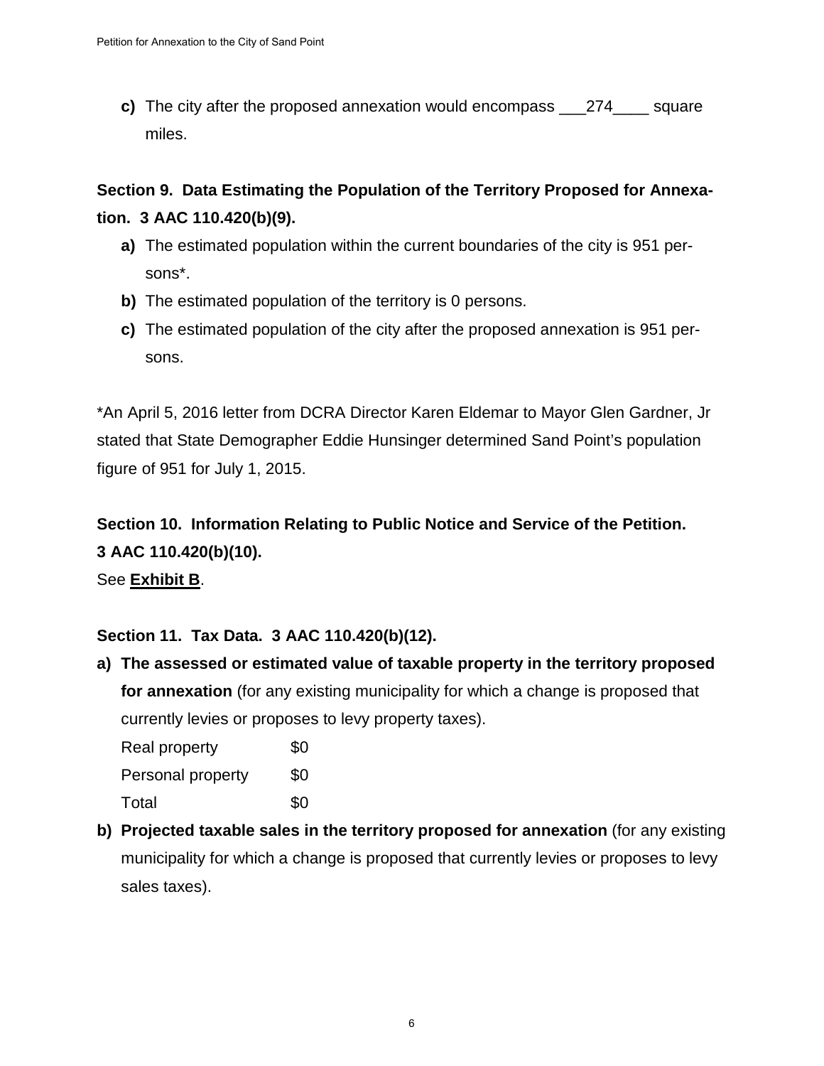**c)** The city after the proposed annexation would encompass ___274____ square miles.

## Section 9. Data Estimating the Population of the Territory Proposed for Annexation. 3 AAC 110.420(b)(9).

**a)** The estimated population within the current boundaries of the city is 951 persons*.

**b)** The estimated population of the territory is 0 persons.

**c)** The estimated population of the city after the proposed annexation is 951 persons.

*An April 5, 2016 letter from DCRA Director Karen Eldemar to Mayor Glen Gardner, Jr stated that State Demographer Eddie Hunsinger determined Sand Point's population figure of 951 for July 1, 2015.

## Section 10. Information Relating to Public Notice and Service of the Petition. 3 AAC 110.420(b)(10).

See **Exhibit B**.

## Section 11. Tax Data. 3 AAC 110.420(b)(12).

**a) The assessed or estimated value of taxable property in the territory proposed for annexation** (for any existing municipality for which a change is proposed that currently levies or proposes to levy property taxes).

| | |
|---|---|
| Real property | $0 |
| Personal property | $0 |
| Total | $0 |

**b) Projected taxable sales in the territory proposed for annexation** (for any existing municipality for which a change is proposed that currently levies or proposes to levy sales taxes).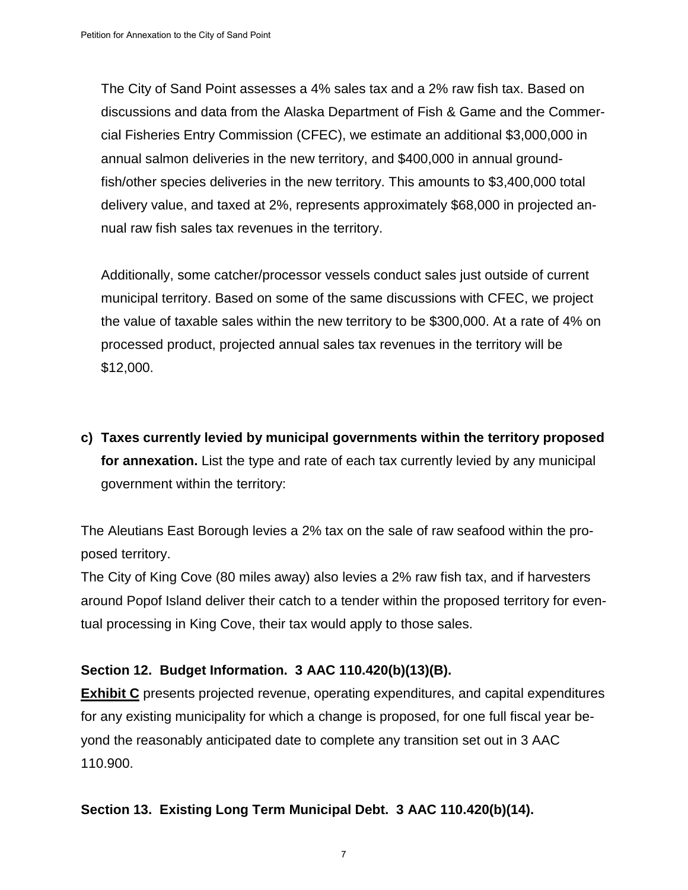The City of Sand Point assesses a 4% sales tax and a 2% raw fish tax. Based on discussions and data from the Alaska Department of Fish & Game and the Commercial Fisheries Entry Commission (CFEC), we estimate an additional $3,000,000 in annual salmon deliveries in the new territory, and $400,000 in annual groundfish/other species deliveries in the new territory. This amounts to $3,400,000 total delivery value, and taxed at 2%, represents approximately $68,000 in projected annual raw fish sales tax revenues in the territory.

Additionally, some catcher/processor vessels conduct sales just outside of current municipal territory. Based on some of the same discussions with CFEC, we project the value of taxable sales within the new territory to be $300,000. At a rate of 4% on processed product, projected annual sales tax revenues in the territory will be $12,000.

**c) Taxes currently levied by municipal governments within the territory proposed for annexation.** List the type and rate of each tax currently levied by any municipal government within the territory:

The Aleutians East Borough levies a 2% tax on the sale of raw seafood within the proposed territory.

The City of King Cove (80 miles away) also levies a 2% raw fish tax, and if harvesters around Popof Island deliver their catch to a tender within the proposed territory for eventual processing in King Cove, their tax would apply to those sales.

### Section 12. Budget Information. 3 AAC 110.420(b)(13)(B).

**Exhibit C** presents projected revenue, operating expenditures, and capital expenditures for any existing municipality for which a change is proposed, for one full fiscal year beyond the reasonably anticipated date to complete any transition set out in 3 AAC 110.900.

### Section 13. Existing Long Term Municipal Debt. 3 AAC 110.420(b)(14).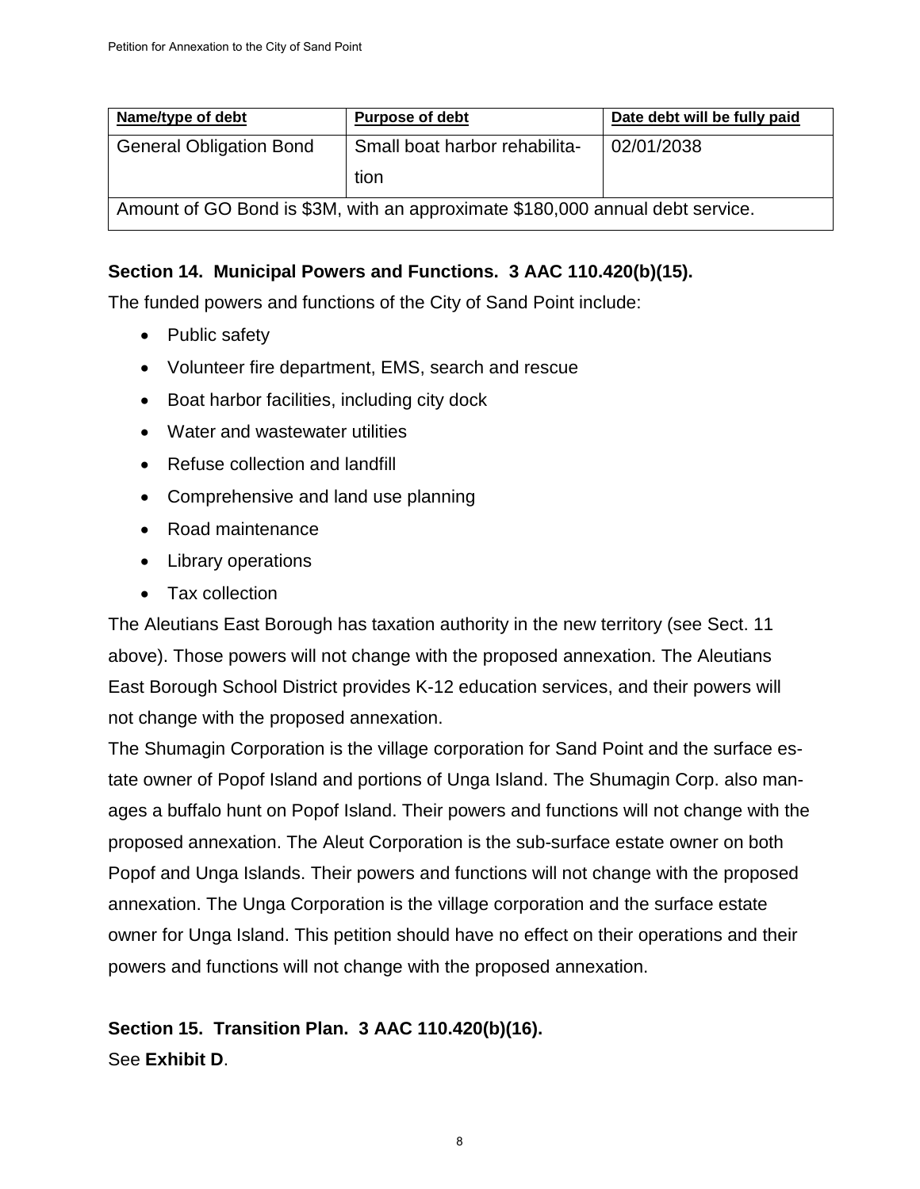| Name/type of debt | Purpose of debt | Date debt will be fully paid |
| --- | --- | --- |
| General Obligation Bond | Small boat harbor rehabilitation | 02/01/2038 |
| Amount of GO Bond is $3M, with an approximate $180,000 annual debt service. | | |

## Section 14. Municipal Powers and Functions. 3 AAC 110.420(b)(15).

The funded powers and functions of the City of Sand Point include:

- Public safety
- Volunteer fire department, EMS, search and rescue
- Boat harbor facilities, including city dock
- Water and wastewater utilities
- Refuse collection and landfill
- Comprehensive and land use planning
- Road maintenance
- Library operations
- Tax collection

The Aleutians East Borough has taxation authority in the new territory (see Sect. 11 above). Those powers will not change with the proposed annexation. The Aleutians East Borough School District provides K-12 education services, and their powers will not change with the proposed annexation.

The Shumagin Corporation is the village corporation for Sand Point and the surface estate owner of Popof Island and portions of Unga Island. The Shumagin Corp. also manages a buffalo hunt on Popof Island. Their powers and functions will not change with the proposed annexation. The Aleut Corporation is the sub-surface estate owner on both Popof and Unga Islands. Their powers and functions will not change with the proposed annexation. The Unga Corporation is the village corporation and the surface estate owner for Unga Island. This petition should have no effect on their operations and their powers and functions will not change with the proposed annexation.

## Section 15. Transition Plan. 3 AAC 110.420(b)(16).

See **Exhibit D**.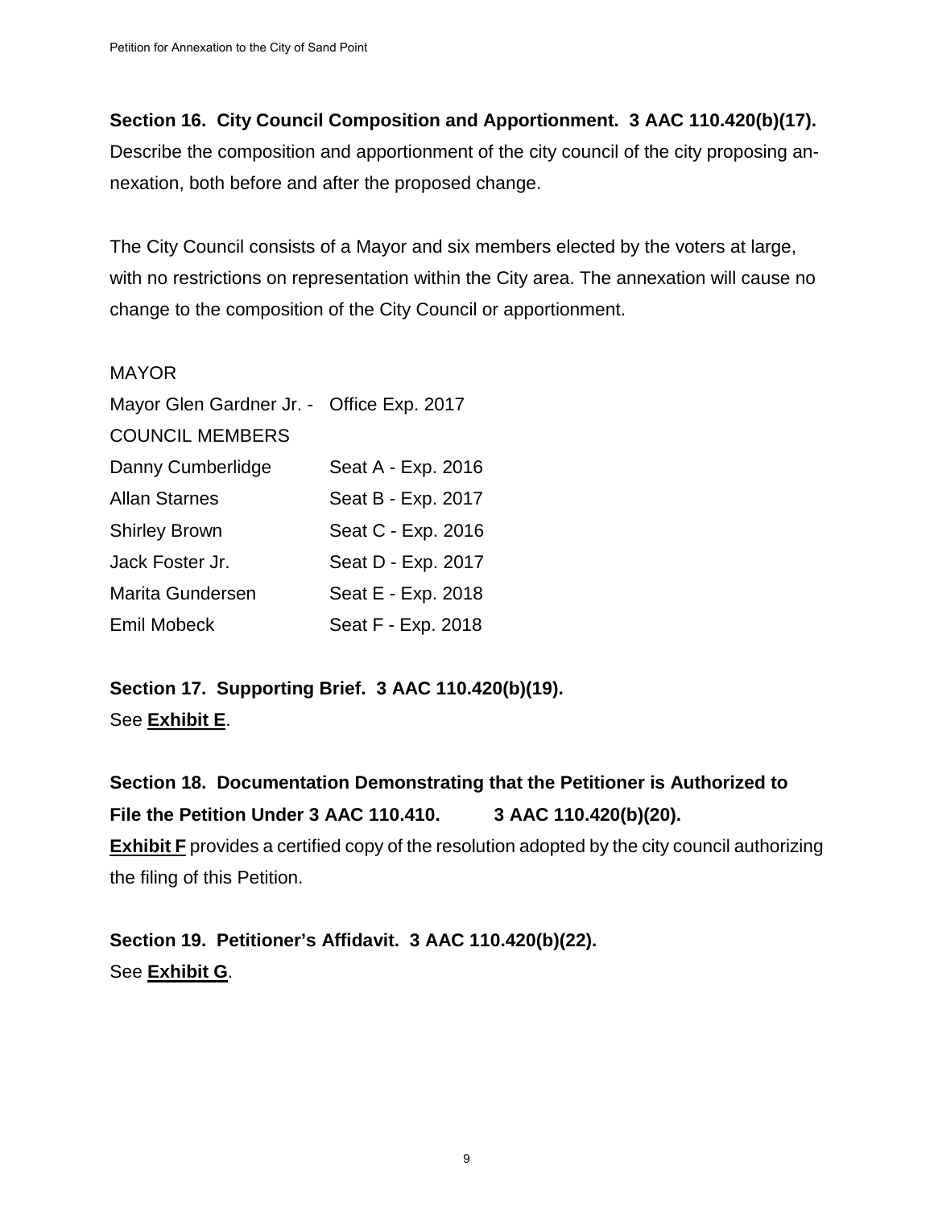**Section 16. City Council Composition and Apportionment. 3 AAC 110.420(b)(17).**
Describe the composition and apportionment of the city council of the city proposing annexation, both before and after the proposed change.

The City Council consists of a Mayor and six members elected by the voters at large, with no restrictions on representation within the City area. The annexation will cause no change to the composition of the City Council or apportionment.

MAYOR

| | |
|---|---|
| Mayor Glen Gardner Jr. - | Office Exp. 2017 |
| COUNCIL MEMBERS | |
| Danny Cumberlidge | Seat A - Exp. 2016 |
| Allan Starnes | Seat B - Exp. 2017 |
| Shirley Brown | Seat C - Exp. 2016 |
| Jack Foster Jr. | Seat D - Exp. 2017 |
| Marita Gundersen | Seat E - Exp. 2018 |
| Emil Mobeck | Seat F - Exp. 2018 |

**Section 17. Supporting Brief. 3 AAC 110.420(b)(19).**
See **Exhibit E**.

**Section 18. Documentation Demonstrating that the Petitioner is Authorized to File the Petition Under 3 AAC 110.410. 3 AAC 110.420(b)(20).**
**Exhibit F** provides a certified copy of the resolution adopted by the city council authorizing the filing of this Petition.

**Section 19. Petitioner's Affidavit. 3 AAC 110.420(b)(22).**
See **Exhibit G**.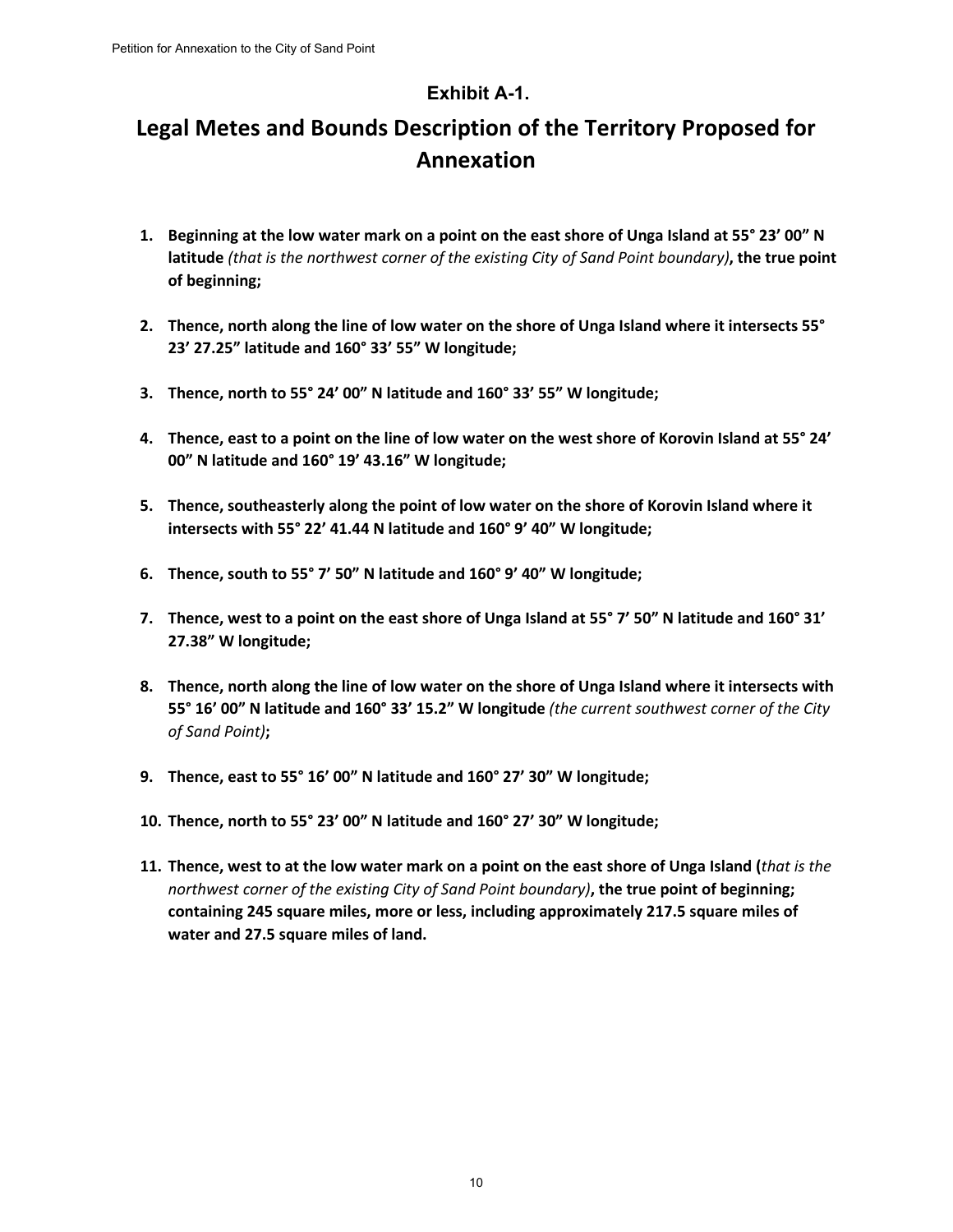## Exhibit A-1.

# Legal Metes and Bounds Description of the Territory Proposed for Annexation

1. **Beginning at the low water mark on a point on the east shore of Unga Island at 55° 23' 00" N latitude** *(that is the northwest corner of the existing City of Sand Point boundary)*, **the true point of beginning;**

2. **Thence, north along the line of low water on the shore of Unga Island where it intersects 55° 23' 27.25" latitude and 160° 33' 55" W longitude;**

3. **Thence, north to 55° 24' 00" N latitude and 160° 33' 55" W longitude;**

4. **Thence, east to a point on the line of low water on the west shore of Korovin Island at 55° 24' 00" N latitude and 160° 19' 43.16" W longitude;**

5. **Thence, southeasterly along the point of low water on the shore of Korovin Island where it intersects with 55° 22' 41.44 N latitude and 160° 9' 40" W longitude;**

6. **Thence, south to 55° 7' 50" N latitude and 160° 9' 40" W longitude;**

7. **Thence, west to a point on the east shore of Unga Island at 55° 7' 50" N latitude and 160° 31' 27.38" W longitude;**

8. **Thence, north along the line of low water on the shore of Unga Island where it intersects with 55° 16' 00" N latitude and 160° 33' 15.2" W longitude** *(the current southwest corner of the City of Sand Point)***;**

9. **Thence, east to 55° 16' 00" N latitude and 160° 27' 30" W longitude;**

10. **Thence, north to 55° 23' 00" N latitude and 160° 27' 30" W longitude;**

11. **Thence, west to at the low water mark on a point on the east shore of Unga Island (***that is the northwest corner of the existing City of Sand Point boundary)***, the true point of beginning; containing 245 square miles, more or less, including approximately 217.5 square miles of water and 27.5 square miles of land.**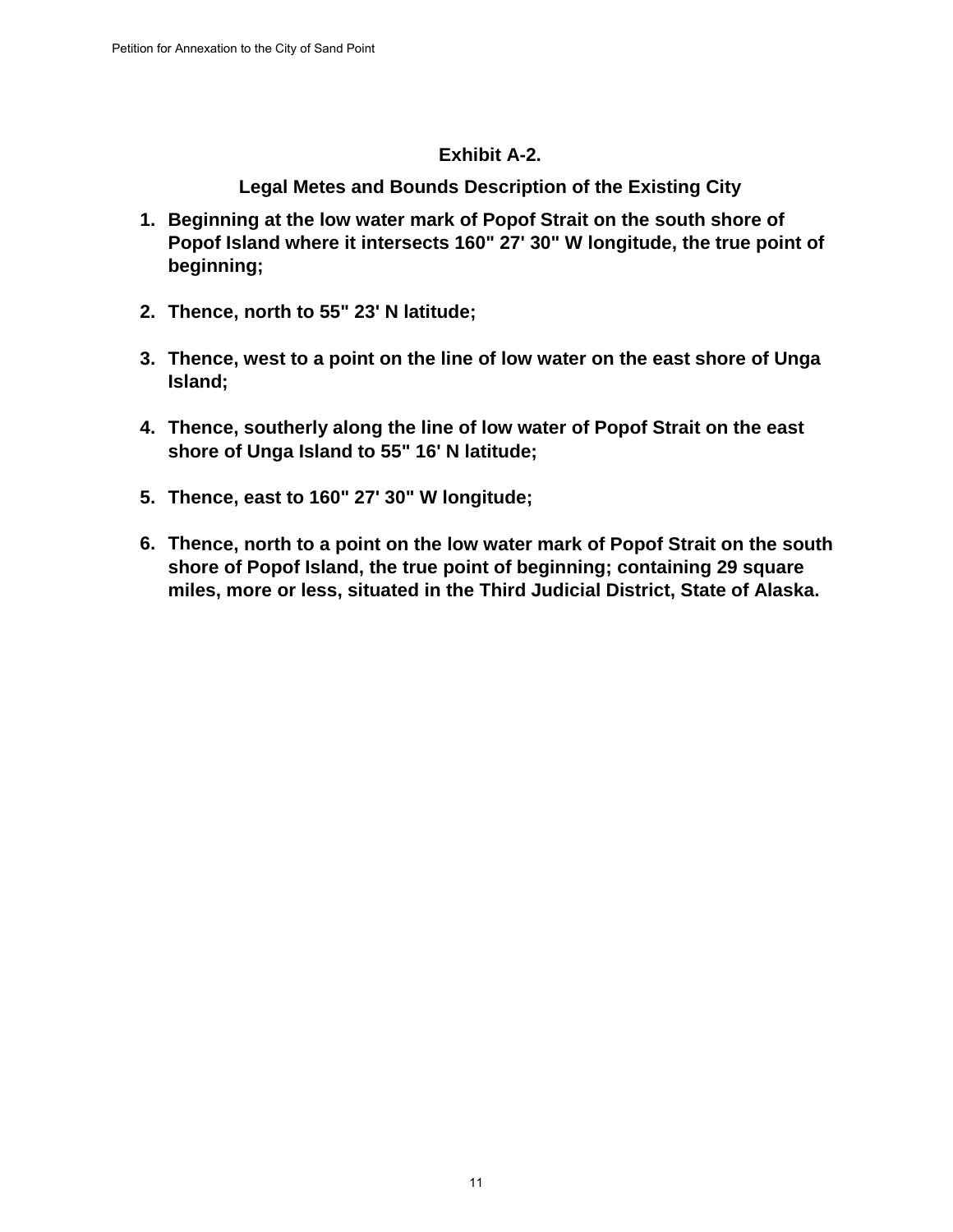## Exhibit A-2.

## Legal Metes and Bounds Description of the Existing City

1. **Beginning at the low water mark of Popof Strait on the south shore of Popof Island where it intersects 160" 27' 30" W longitude, the true point of beginning;**

2. **Thence, north to 55" 23' N latitude;**

3. **Thence, west to a point on the line of low water on the east shore of Unga Island;**

4. **Thence, southerly along the line of low water of Popof Strait on the east shore of Unga Island to 55" 16' N latitude;**

5. **Thence, east to 160" 27' 30" W longitude;**

6. **Thence, north to a point on the low water mark of Popof Strait on the south shore of Popof Island, the true point of beginning; containing 29 square miles, more or less, situated in the Third Judicial District, State of Alaska.**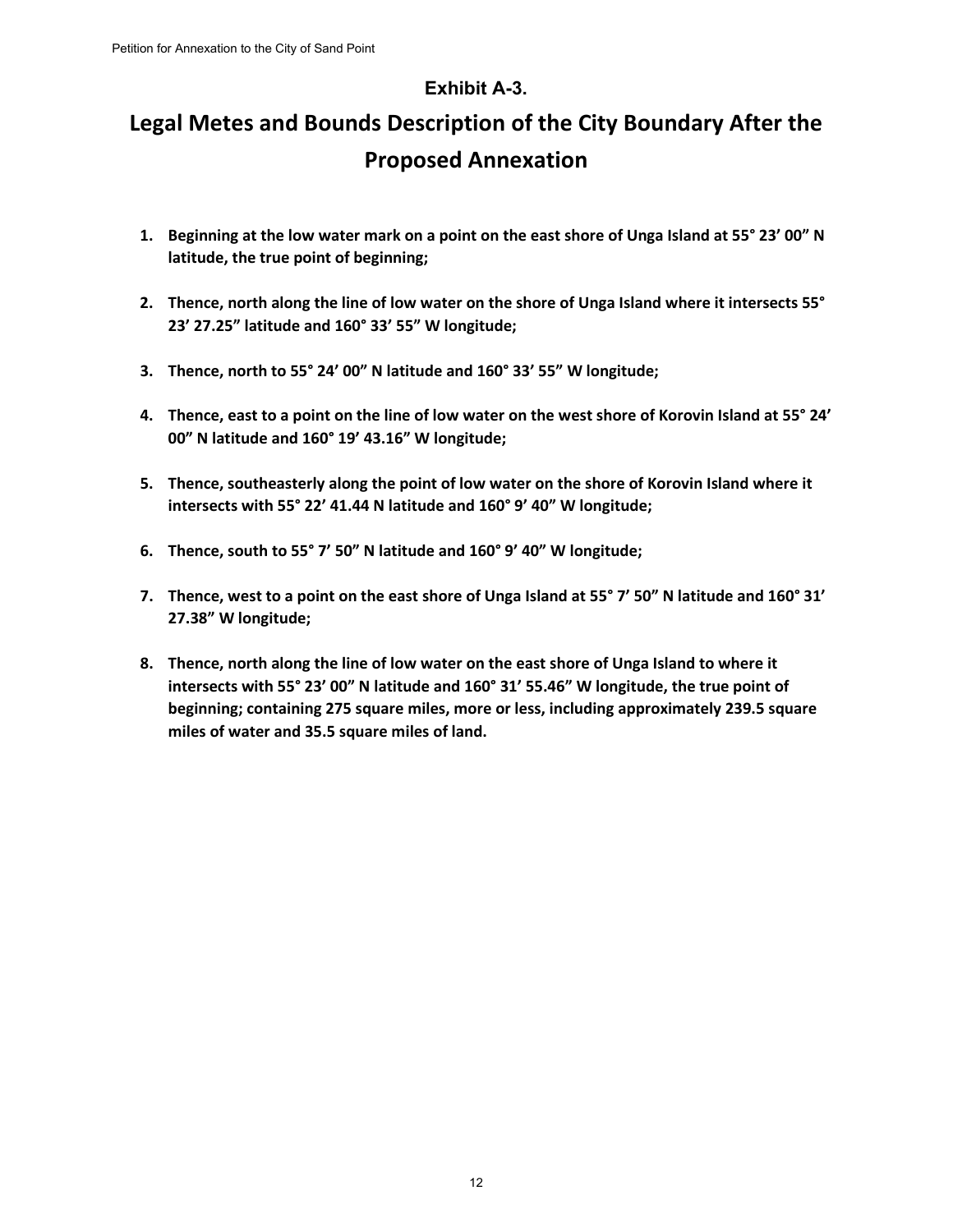### Exhibit A-3.

# Legal Metes and Bounds Description of the City Boundary After the Proposed Annexation

1. **Beginning at the low water mark on a point on the east shore of Unga Island at 55° 23' 00" N latitude, the true point of beginning;**

2. **Thence, north along the line of low water on the shore of Unga Island where it intersects 55° 23' 27.25" latitude and 160° 33' 55" W longitude;**

3. **Thence, north to 55° 24' 00" N latitude and 160° 33' 55" W longitude;**

4. **Thence, east to a point on the line of low water on the west shore of Korovin Island at 55° 24' 00" N latitude and 160° 19' 43.16" W longitude;**

5. **Thence, southeasterly along the point of low water on the shore of Korovin Island where it intersects with 55° 22' 41.44 N latitude and 160° 9' 40" W longitude;**

6. **Thence, south to 55° 7' 50" N latitude and 160° 9' 40" W longitude;**

7. **Thence, west to a point on the east shore of Unga Island at 55° 7' 50" N latitude and 160° 31' 27.38" W longitude;**

8. **Thence, north along the line of low water on the east shore of Unga Island to where it intersects with 55° 23' 00" N latitude and 160° 31' 55.46" W longitude, the true point of beginning; containing 275 square miles, more or less, including approximately 239.5 square miles of water and 35.5 square miles of land.**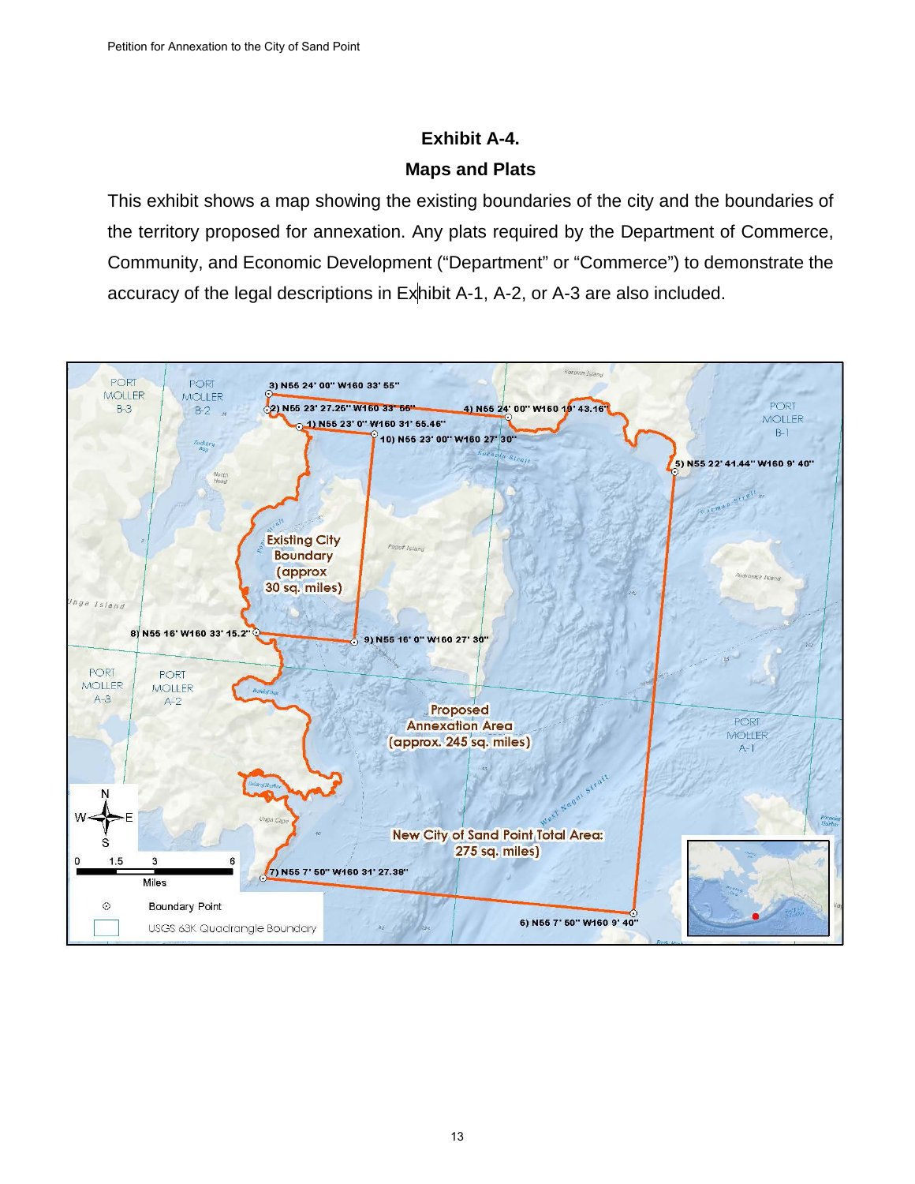# Exhibit A-4.

## Maps and Plats

This exhibit shows a map showing the existing boundaries of the city and the boundaries of the territory proposed for annexation. Any plats required by the Department of Commerce, Community, and Economic Development ("Department" or "Commerce") to demonstrate the accuracy of the legal descriptions in Exhibit A-1, A-2, or A-3 are also included.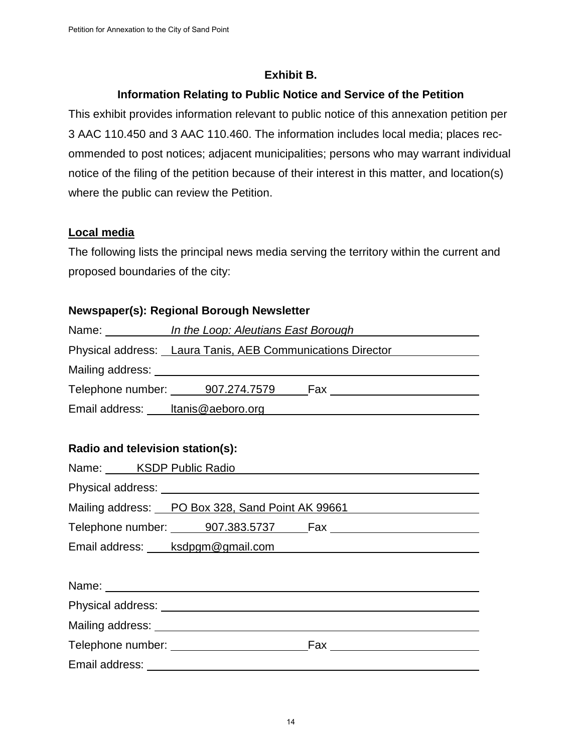## Exhibit B.

### Information Relating to Public Notice and Service of the Petition

This exhibit provides information relevant to public notice of this annexation petition per 3 AAC 110.450 and 3 AAC 110.460. The information includes local media; places recommended to post notices; adjacent municipalities; persons who may warrant individual notice of the filing of the petition because of their interest in this matter, and location(s) where the public can review the Petition.

**Local media**

The following lists the principal news media serving the territory within the current and proposed boundaries of the city:

**Newspaper(s): Regional Borough Newsletter**

Name: *In the Loop: Aleutians East Borough*

Physical address: Laura Tanis, AEB Communications Director

Mailing address:

Telephone number: 907.274.7579 Fax

Email address: ltanis@aeboro.org

**Radio and television station(s):**

Name: KSDP Public Radio

Physical address:

Mailing address: PO Box 328, Sand Point AK 99661

Telephone number: 907.383.5737 Fax

Email address: ksdpgm@gmail.com

Name:

Physical address:

Mailing address:

Telephone number: Fax

Email address: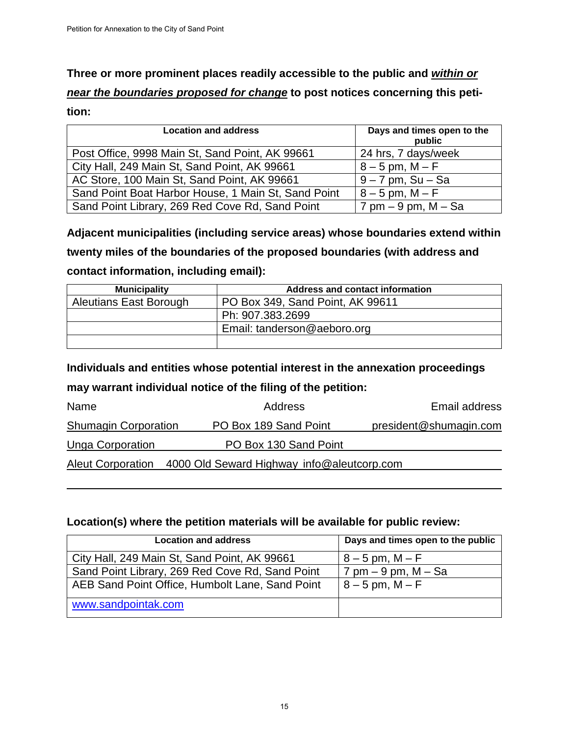**Three or more prominent places readily accessible to the public and *within or near the boundaries proposed for change* to post notices concerning this petition:**

| Location and address | Days and times open to the public |
|---|---|
| Post Office, 9998 Main St, Sand Point, AK 99661 | 24 hrs, 7 days/week |
| City Hall, 249 Main St, Sand Point, AK 99661 | 8 – 5 pm, M – F |
| AC Store, 100 Main St, Sand Point, AK 99661 | 9 – 7 pm, Su – Sa |
| Sand Point Boat Harbor House, 1 Main St, Sand Point | 8 – 5 pm, M – F |
| Sand Point Library, 269 Red Cove Rd, Sand Point | 7 pm – 9 pm, M – Sa |

**Adjacent municipalities (including service areas) whose boundaries extend within twenty miles of the boundaries of the proposed boundaries (with address and contact information, including email):**

| Municipality | Address and contact information |
|---|---|
| Aleutians East Borough | PO Box 349, Sand Point, AK 99611 |
| | Ph: 907.383.2699 |
| | Email: tanderson@aeboro.org |
| | |

**Individuals and entities whose potential interest in the annexation proceedings may warrant individual notice of the filing of the petition:**

| Name | Address | Email address |
|---|---|---|
| Shumagin Corporation | PO Box 189 Sand Point | president@shumagin.com |
| Unga Corporation | PO Box 130 Sand Point | |
| Aleut Corporation | 4000 Old Seward Highway | info@aleutcorp.com |

**Location(s) where the petition materials will be available for public review:**

| Location and address | Days and times open to the public |
|---|---|
| City Hall, 249 Main St, Sand Point, AK 99661 | 8 – 5 pm, M – F |
| Sand Point Library, 269 Red Cove Rd, Sand Point | 7 pm – 9 pm, M – Sa |
| AEB Sand Point Office, Humbolt Lane, Sand Point | 8 – 5 pm, M – F |
| www.sandpointak.com | |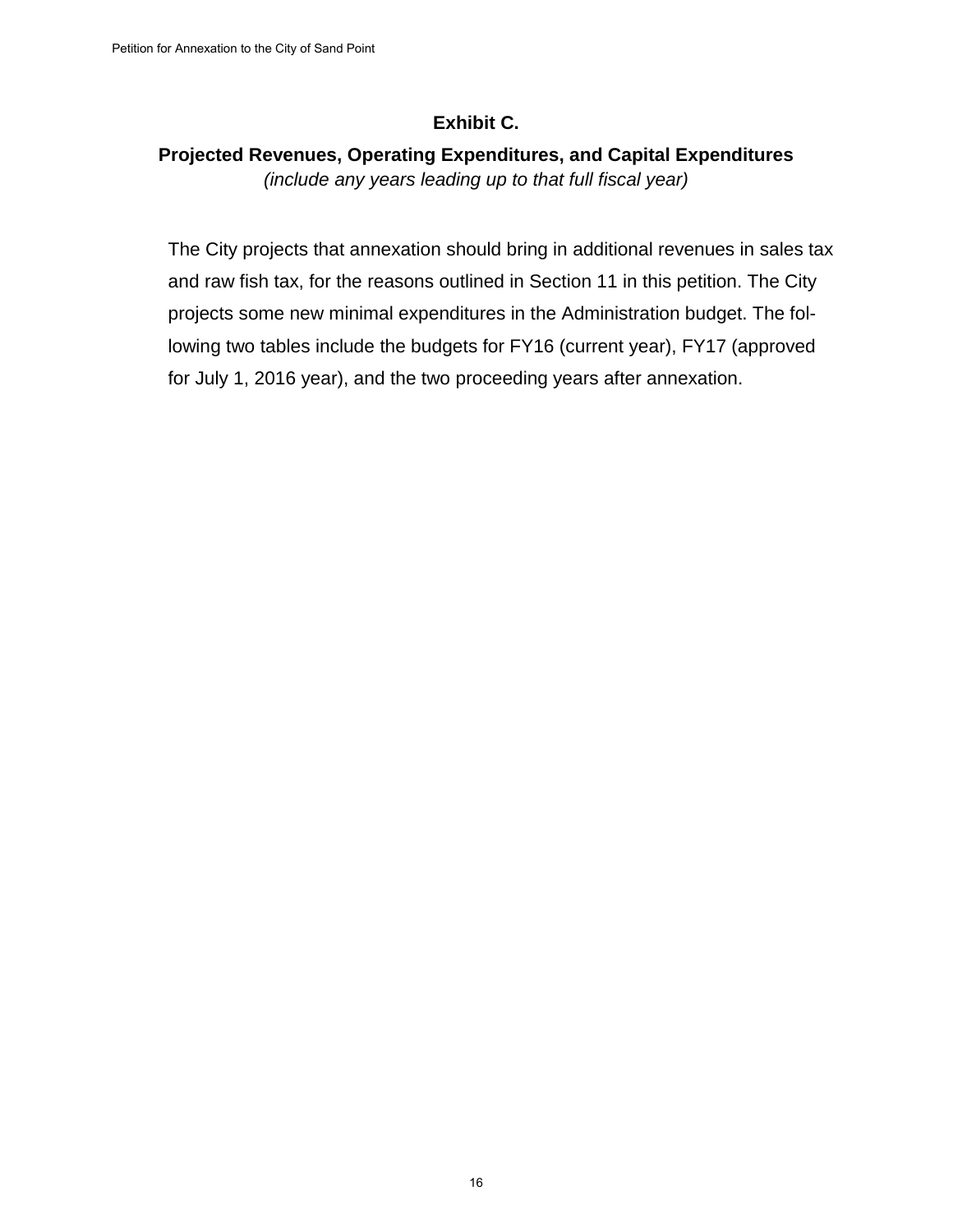## Exhibit C.

### Projected Revenues, Operating Expenditures, and Capital Expenditures

*(include any years leading up to that full fiscal year)*

The City projects that annexation should bring in additional revenues in sales tax and raw fish tax, for the reasons outlined in Section 11 in this petition. The City projects some new minimal expenditures in the Administration budget. The following two tables include the budgets for FY16 (current year), FY17 (approved for July 1, 2016 year), and the two proceeding years after annexation.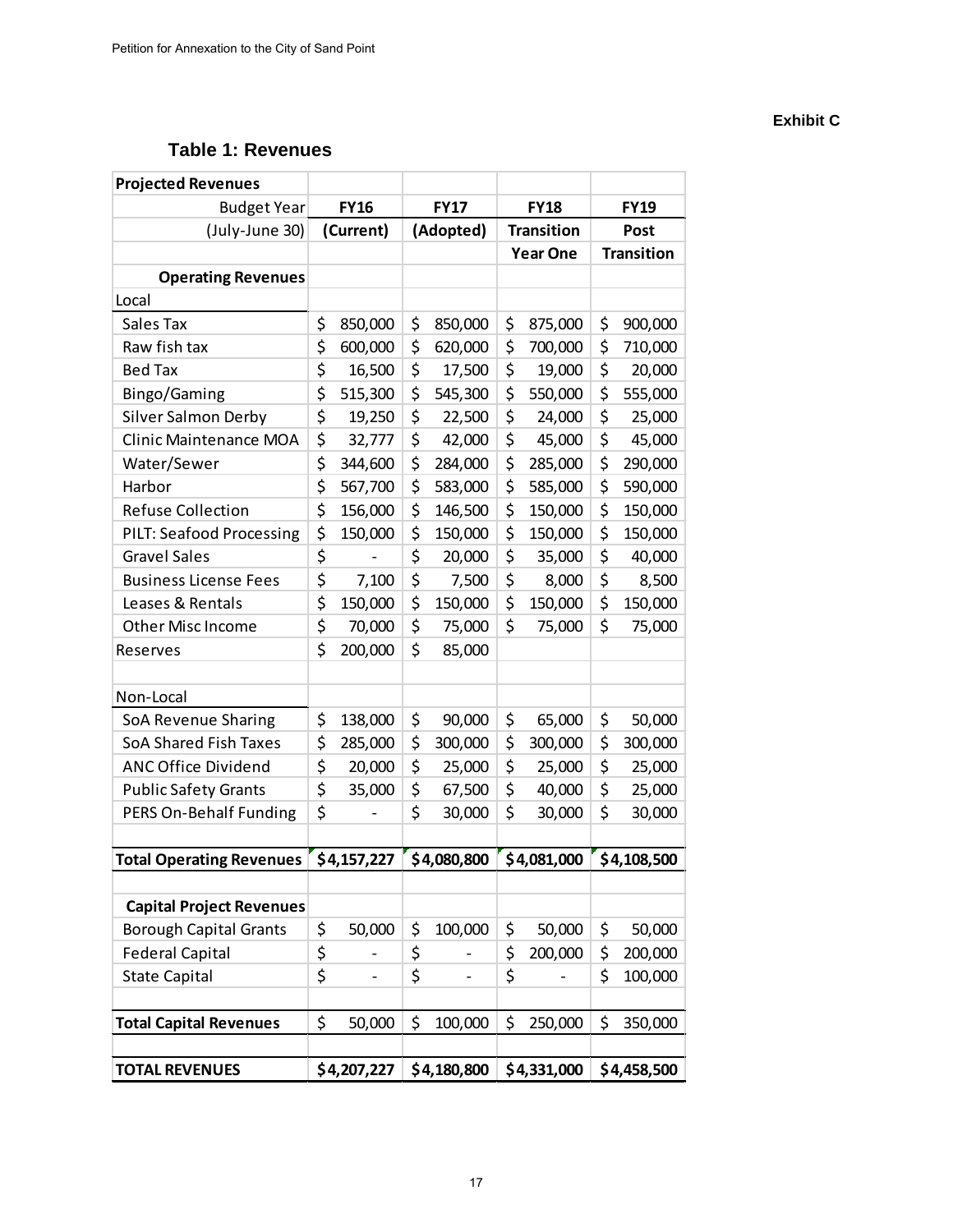**Exhibit C**

## Table 1: Revenues

| Projected Revenues | | | | |
|---|---|---|---|---|
| Budget Year | FY16 | FY17 | FY18 | FY19 |
| (July-June 30) | (Current) | (Adopted) | Transition Year One | Post Transition |
| **Operating Revenues** | | | | |
| Local | | | | |
| Sales Tax | $ 850,000 | $ 850,000 | $ 875,000 | $ 900,000 |
| Raw fish tax | $ 600,000 | $ 620,000 | $ 700,000 | $ 710,000 |
| Bed Tax | $ 16,500 | $ 17,500 | $ 19,000 | $ 20,000 |
| Bingo/Gaming | $ 515,300 | $ 545,300 | $ 550,000 | $ 555,000 |
| Silver Salmon Derby | $ 19,250 | $ 22,500 | $ 24,000 | $ 25,000 |
| Clinic Maintenance MOA | $ 32,777 | $ 42,000 | $ 45,000 | $ 45,000 |
| Water/Sewer | $ 344,600 | $ 284,000 | $ 285,000 | $ 290,000 |
| Harbor | $ 567,700 | $ 583,000 | $ 585,000 | $ 590,000 |
| Refuse Collection | $ 156,000 | $ 146,500 | $ 150,000 | $ 150,000 |
| PILT: Seafood Processing | $ 150,000 | $ 150,000 | $ 150,000 | $ 150,000 |
| Gravel Sales | $ - | $ 20,000 | $ 35,000 | $ 40,000 |
| Business License Fees | $ 7,100 | $ 7,500 | $ 8,000 | $ 8,500 |
| Leases & Rentals | $ 150,000 | $ 150,000 | $ 150,000 | $ 150,000 |
| Other Misc Income | $ 70,000 | $ 75,000 | $ 75,000 | $ 75,000 |
| Reserves | $ 200,000 | $ 85,000 | | |
| | | | | |
| Non-Local | | | | |
| SoA Revenue Sharing | $ 138,000 | $ 90,000 | $ 65,000 | $ 50,000 |
| SoA Shared Fish Taxes | $ 285,000 | $ 300,000 | $ 300,000 | $ 300,000 |
| ANC Office Dividend | $ 20,000 | $ 25,000 | $ 25,000 | $ 25,000 |
| Public Safety Grants | $ 35,000 | $ 67,500 | $ 40,000 | $ 25,000 |
| PERS On-Behalf Funding | $ - | $ 30,000 | $ 30,000 | $ 30,000 |
| | | | | |
| **Total Operating Revenues** | **$4,157,227** | **$4,080,800** | **$4,081,000** | **$4,108,500** |
| | | | | |
| **Capital Project Revenues** | | | | |
| Borough Capital Grants | $ 50,000 | $ 100,000 | $ 50,000 | $ 50,000 |
| Federal Capital | $ - | $ - | $ 200,000 | $ 200,000 |
| State Capital | $ - | $ - | $ - | $ 100,000 |
| | | | | |
| **Total Capital Revenues** | $ 50,000 | $ 100,000 | $ 250,000 | $ 350,000 |
| | | | | |
| **TOTAL REVENUES** | **$4,207,227** | **$4,180,800** | **$4,331,000** | **$4,458,500** |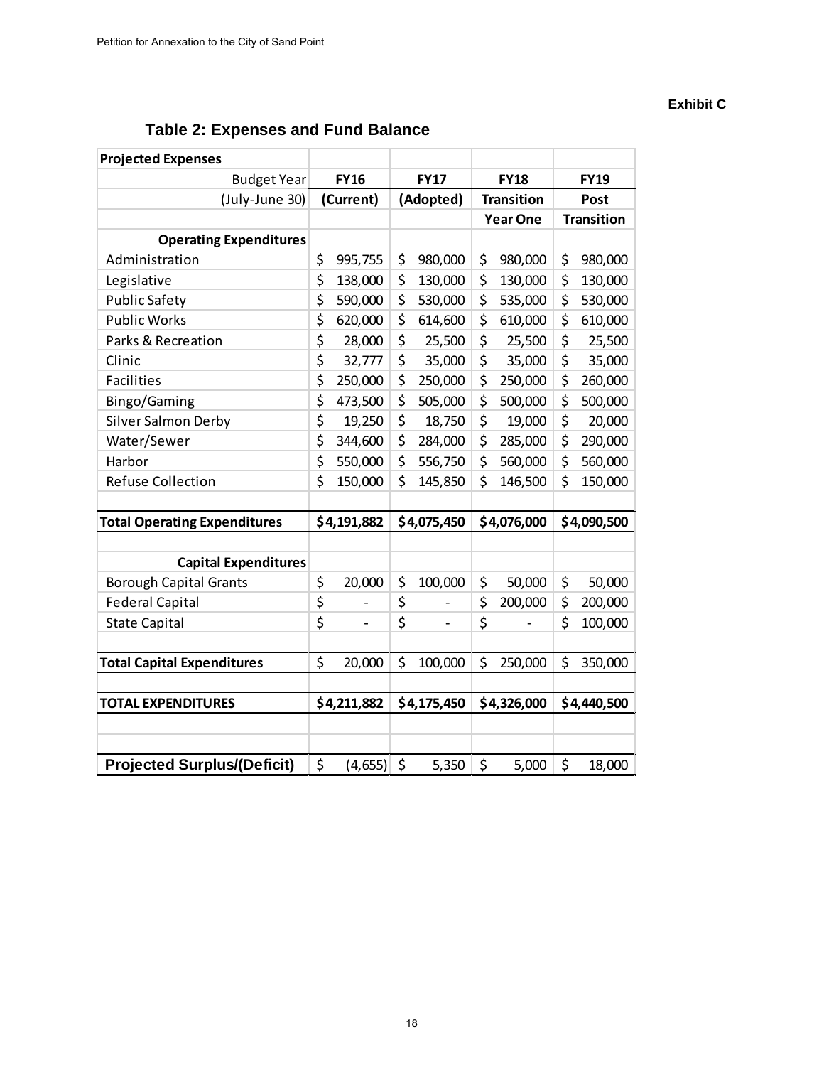**Exhibit C**

## Table 2: Expenses and Fund Balance

| Projected Expenses | | | | |
|---|---|---|---|---|
| Budget Year | FY16 | FY17 | FY18 | FY19 |
| (July-June 30) | (Current) | (Adopted) | Transition Year One | Post Transition |
| **Operating Expenditures** | | | | |
| Administration | $ 995,755 | $ 980,000 | $ 980,000 | $ 980,000 |
| Legislative | $ 138,000 | $ 130,000 | $ 130,000 | $ 130,000 |
| Public Safety | $ 590,000 | $ 530,000 | $ 535,000 | $ 530,000 |
| Public Works | $ 620,000 | $ 614,600 | $ 610,000 | $ 610,000 |
| Parks & Recreation | $ 28,000 | $ 25,500 | $ 25,500 | $ 25,500 |
| Clinic | $ 32,777 | $ 35,000 | $ 35,000 | $ 35,000 |
| Facilities | $ 250,000 | $ 250,000 | $ 250,000 | $ 260,000 |
| Bingo/Gaming | $ 473,500 | $ 505,000 | $ 500,000 | $ 500,000 |
| Silver Salmon Derby | $ 19,250 | $ 18,750 | $ 19,000 | $ 20,000 |
| Water/Sewer | $ 344,600 | $ 284,000 | $ 285,000 | $ 290,000 |
| Harbor | $ 550,000 | $ 556,750 | $ 560,000 | $ 560,000 |
| Refuse Collection | $ 150,000 | $ 145,850 | $ 146,500 | $ 150,000 |
| | | | | |
| **Total Operating Expenditures** | **$4,191,882** | **$4,075,450** | **$4,076,000** | **$4,090,500** |
| | | | | |
| **Capital Expenditures** | | | | |
| Borough Capital Grants | $ 20,000 | $ 100,000 | $ 50,000 | $ 50,000 |
| Federal Capital | $ - | $ - | $ 200,000 | $ 200,000 |
| State Capital | $ - | $ - | $ - | $ 100,000 |
| | | | | |
| **Total Capital Expenditures** | $ 20,000 | $ 100,000 | $ 250,000 | $ 350,000 |
| | | | | |
| **TOTAL EXPENDITURES** | **$4,211,882** | **$4,175,450** | **$4,326,000** | **$4,440,500** |
| | | | | |
| | | | | |
| **Projected Surplus/(Deficit)** | $ (4,655) | $ 5,350 | $ 5,000 | $ 18,000 |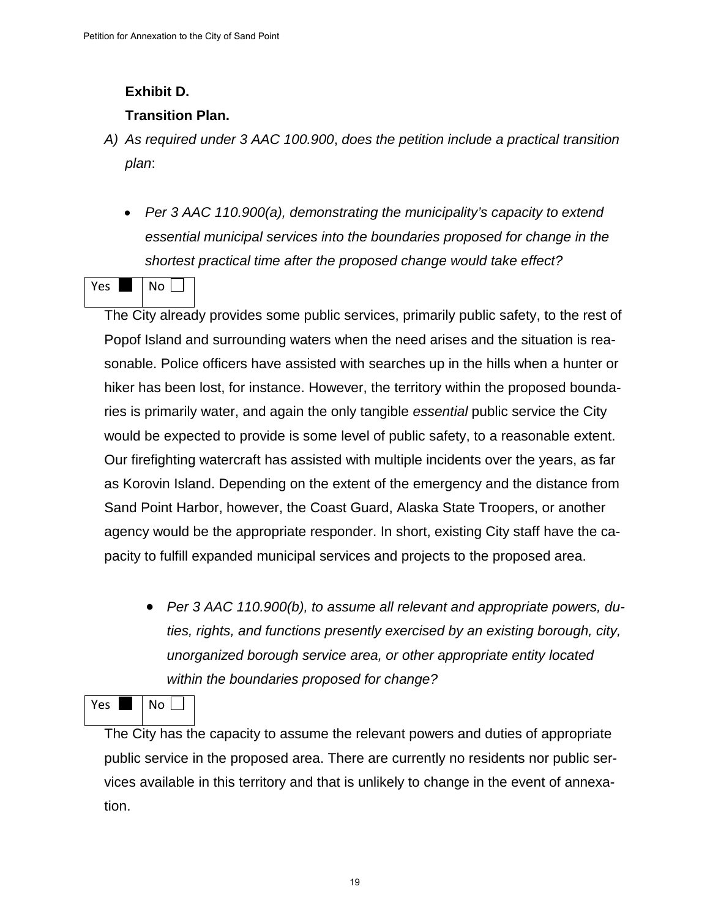**Exhibit D.**

**Transition Plan.**

A) *As required under 3 AAC 100.900*, *does the petition include a practical transition plan*:

- *Per 3 AAC 110.900(a), demonstrating the municipality's capacity to extend essential municipal services into the boundaries proposed for change in the shortest practical time after the proposed change would take effect?*

| Yes ■ | No ☐ |
|---|---|

The City already provides some public services, primarily public safety, to the rest of Popof Island and surrounding waters when the need arises and the situation is reasonable. Police officers have assisted with searches up in the hills when a hunter or hiker has been lost, for instance. However, the territory within the proposed boundaries is primarily water, and again the only tangible *essential* public service the City would be expected to provide is some level of public safety, to a reasonable extent. Our firefighting watercraft has assisted with multiple incidents over the years, as far as Korovin Island. Depending on the extent of the emergency and the distance from Sand Point Harbor, however, the Coast Guard, Alaska State Troopers, or another agency would be the appropriate responder. In short, existing City staff have the capacity to fulfill expanded municipal services and projects to the proposed area.

- *Per 3 AAC 110.900(b), to assume all relevant and appropriate powers, duties, rights, and functions presently exercised by an existing borough, city, unorganized borough service area, or other appropriate entity located within the boundaries proposed for change?*

| Yes ■ | No ☐ |
|---|---|

The City has the capacity to assume the relevant powers and duties of appropriate public service in the proposed area. There are currently no residents nor public services available in this territory and that is unlikely to change in the event of annexation.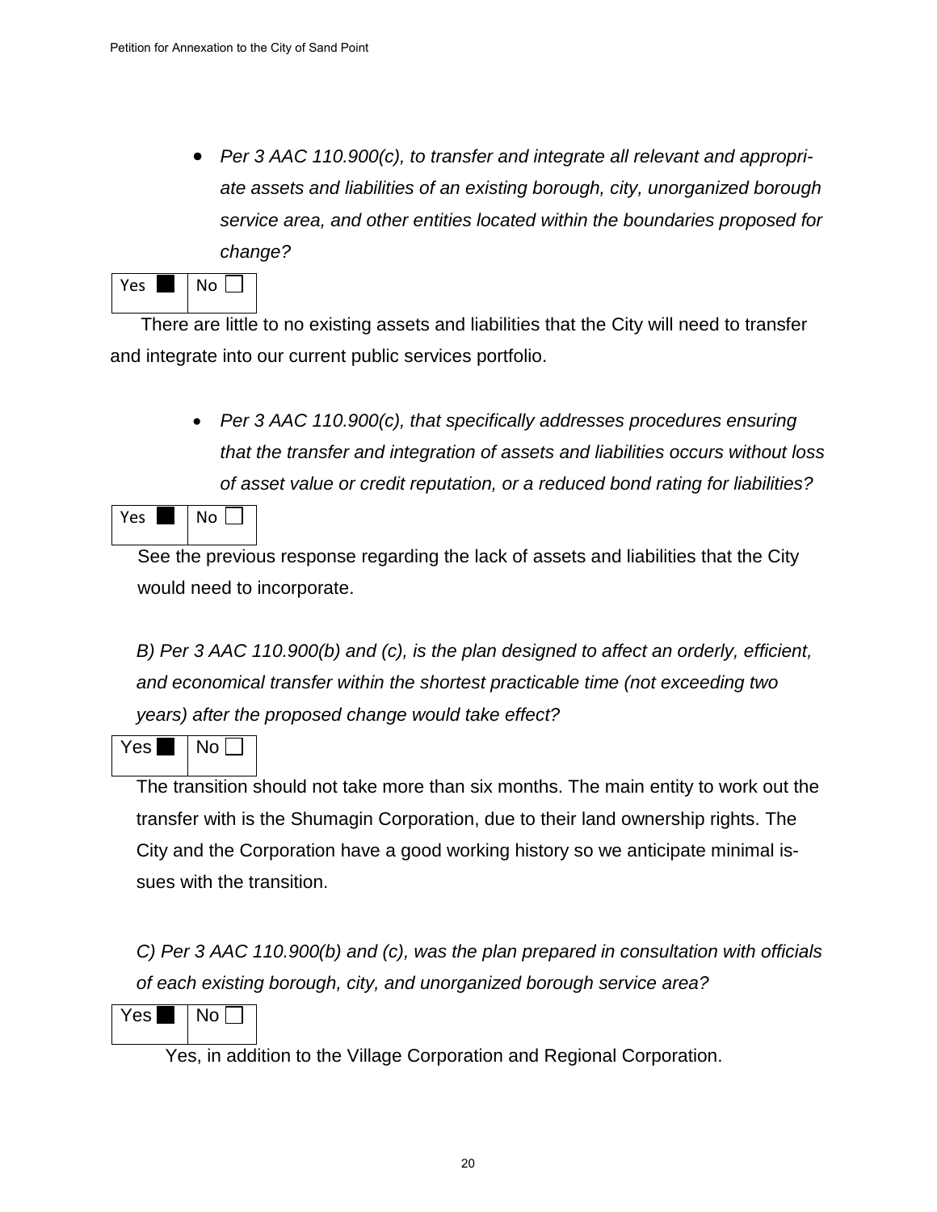- *Per 3 AAC 110.900(c), to transfer and integrate all relevant and appropriate assets and liabilities of an existing borough, city, unorganized borough service area, and other entities located within the boundaries proposed for change?*

| Yes ■ | No ☐ |
|---|---|

There are little to no existing assets and liabilities that the City will need to transfer and integrate into our current public services portfolio.

- *Per 3 AAC 110.900(c), that specifically addresses procedures ensuring that the transfer and integration of assets and liabilities occurs without loss of asset value or credit reputation, or a reduced bond rating for liabilities?*

| Yes ■ | No ☐ |
|---|---|

See the previous response regarding the lack of assets and liabilities that the City would need to incorporate.

*B) Per 3 AAC 110.900(b) and (c), is the plan designed to affect an orderly, efficient, and economical transfer within the shortest practicable time (not exceeding two years) after the proposed change would take effect?*

| Yes ■ | No ☐ |
|---|---|

The transition should not take more than six months. The main entity to work out the transfer with is the Shumagin Corporation, due to their land ownership rights. The City and the Corporation have a good working history so we anticipate minimal issues with the transition.

*C) Per 3 AAC 110.900(b) and (c), was the plan prepared in consultation with officials of each existing borough, city, and unorganized borough service area?*

| Yes ■ | No ☐ |
|---|---|

Yes, in addition to the Village Corporation and Regional Corporation.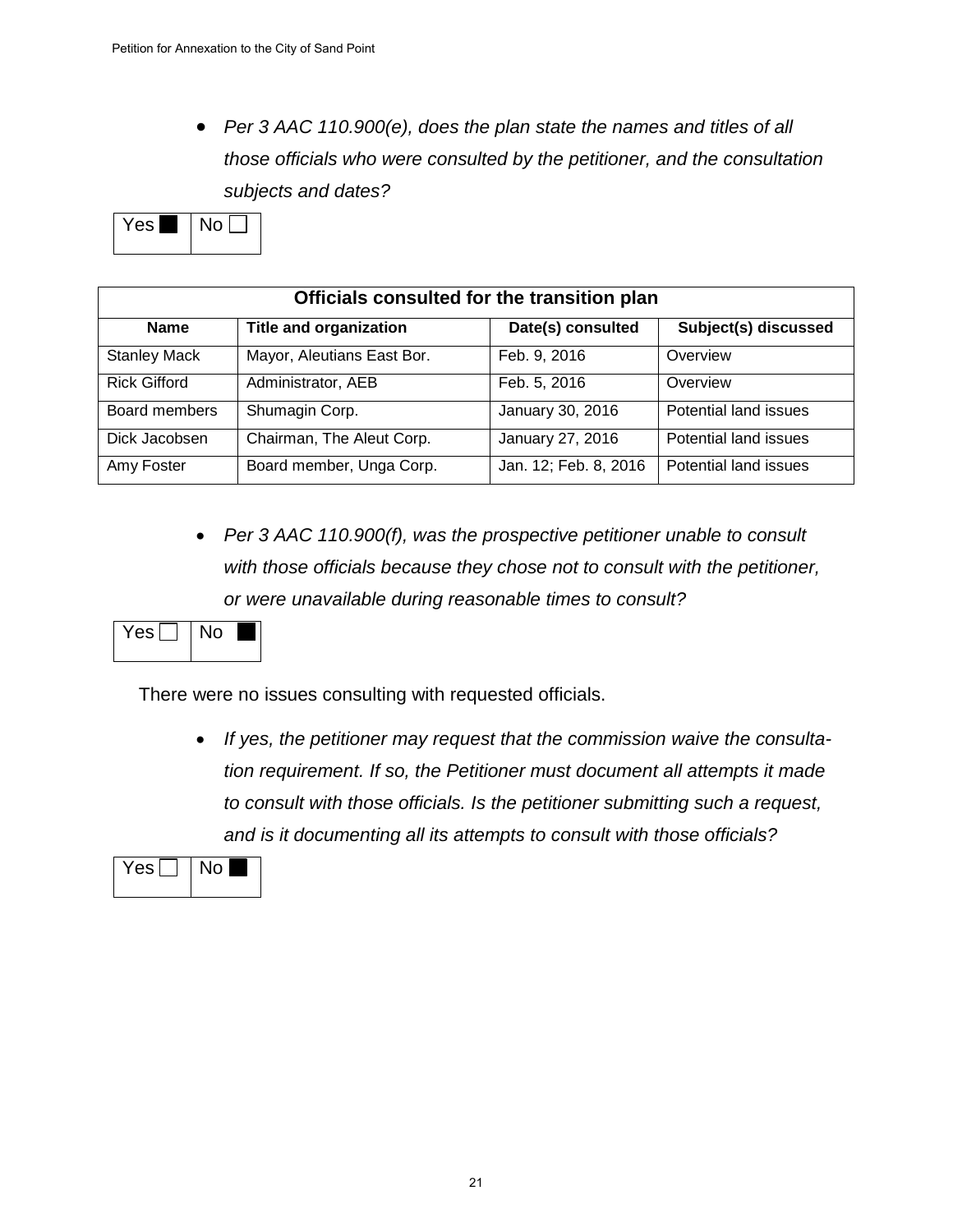- *Per 3 AAC 110.900(e), does the plan state the names and titles of all those officials who were consulted by the petitioner, and the consultation subjects and dates?*

| Yes ■ | No ☐ |
|---|---|

| Officials consulted for the transition plan | | | |
|---|---|---|---|
| **Name** | **Title and organization** | **Date(s) consulted** | **Subject(s) discussed** |
| Stanley Mack | Mayor, Aleutians East Bor. | Feb. 9, 2016 | Overview |
| Rick Gifford | Administrator, AEB | Feb. 5, 2016 | Overview |
| Board members | Shumagin Corp. | January 30, 2016 | Potential land issues |
| Dick Jacobsen | Chairman, The Aleut Corp. | January 27, 2016 | Potential land issues |
| Amy Foster | Board member, Unga Corp. | Jan. 12; Feb. 8, 2016 | Potential land issues |

- *Per 3 AAC 110.900(f), was the prospective petitioner unable to consult with those officials because they chose not to consult with the petitioner, or were unavailable during reasonable times to consult?*

| Yes ☐ | No ■ |
|---|---|

There were no issues consulting with requested officials.

- *If yes, the petitioner may request that the commission waive the consultation requirement. If so, the Petitioner must document all attempts it made to consult with those officials. Is the petitioner submitting such a request, and is it documenting all its attempts to consult with those officials?*

| Yes ☐ | No ■ |
|---|---|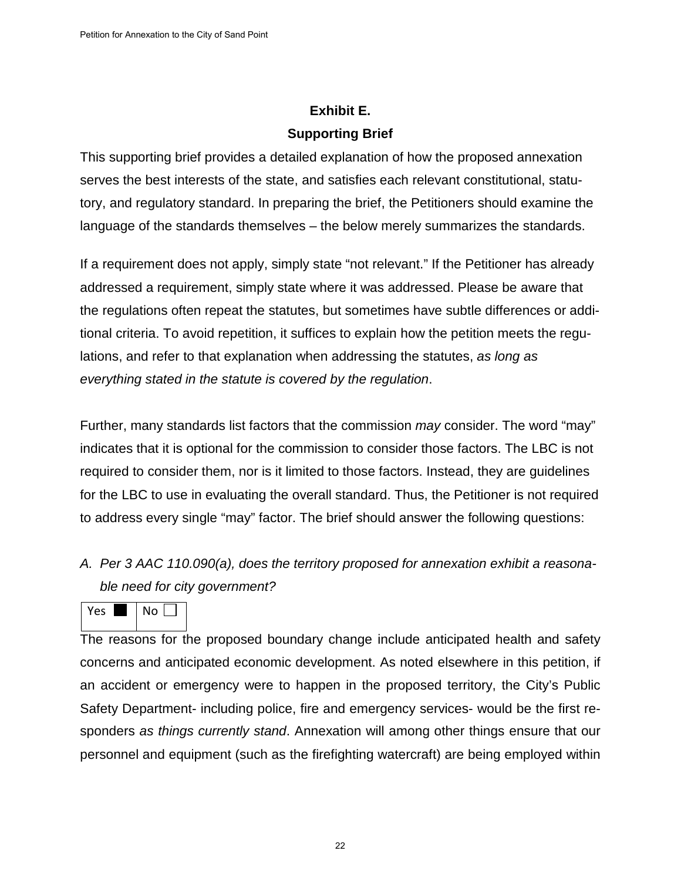## Exhibit E.

## Supporting Brief

This supporting brief provides a detailed explanation of how the proposed annexation serves the best interests of the state, and satisfies each relevant constitutional, statutory, and regulatory standard. In preparing the brief, the Petitioners should examine the language of the standards themselves – the below merely summarizes the standards.

If a requirement does not apply, simply state "not relevant." If the Petitioner has already addressed a requirement, simply state where it was addressed. Please be aware that the regulations often repeat the statutes, but sometimes have subtle differences or additional criteria. To avoid repetition, it suffices to explain how the petition meets the regulations, and refer to that explanation when addressing the statutes, *as long as everything stated in the statute is covered by the regulation*.

Further, many standards list factors that the commission *may* consider. The word "may" indicates that it is optional for the commission to consider those factors. The LBC is not required to consider them, nor is it limited to those factors. Instead, they are guidelines for the LBC to use in evaluating the overall standard. Thus, the Petitioner is not required to address every single "may" factor. The brief should answer the following questions:

*A. Per 3 AAC 110.090(a), does the territory proposed for annexation exhibit a reasonable need for city government?*

| Yes ■ | No ☐ |
|---|---|

The reasons for the proposed boundary change include anticipated health and safety concerns and anticipated economic development. As noted elsewhere in this petition, if an accident or emergency were to happen in the proposed territory, the City's Public Safety Department- including police, fire and emergency services- would be the first responders *as things currently stand*. Annexation will among other things ensure that our personnel and equipment (such as the firefighting watercraft) are being employed within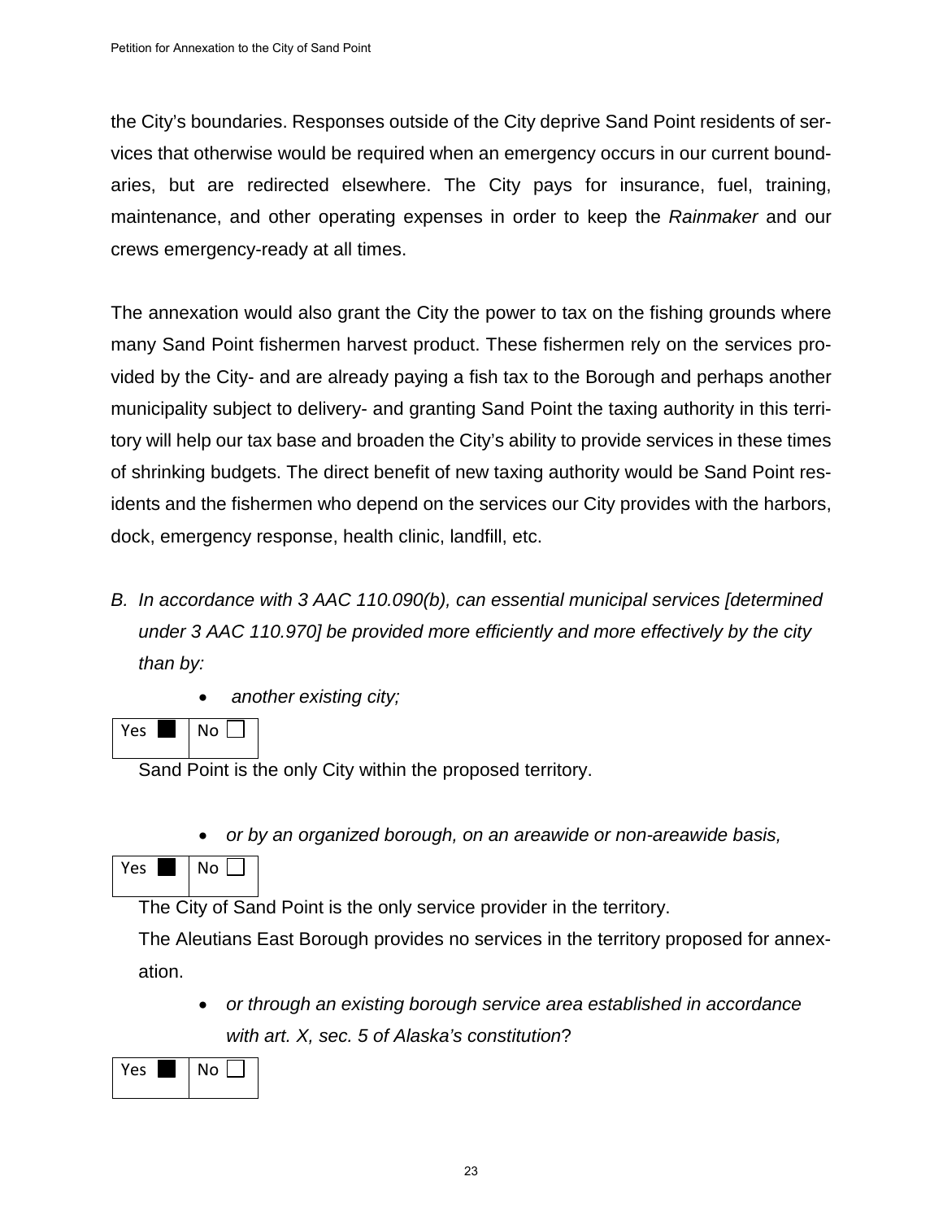the City's boundaries. Responses outside of the City deprive Sand Point residents of services that otherwise would be required when an emergency occurs in our current boundaries, but are redirected elsewhere. The City pays for insurance, fuel, training, maintenance, and other operating expenses in order to keep the *Rainmaker* and our crews emergency-ready at all times.

The annexation would also grant the City the power to tax on the fishing grounds where many Sand Point fishermen harvest product. These fishermen rely on the services provided by the City- and are already paying a fish tax to the Borough and perhaps another municipality subject to delivery- and granting Sand Point the taxing authority in this territory will help our tax base and broaden the City's ability to provide services in these times of shrinking budgets. The direct benefit of new taxing authority would be Sand Point residents and the fishermen who depend on the services our City provides with the harbors, dock, emergency response, health clinic, landfill, etc.

B. *In accordance with 3 AAC 110.090(b), can essential municipal services [determined under 3 AAC 110.970] be provided more efficiently and more effectively by the city than by:*

- *another existing city;*

| Yes ■ | No ☐ |
|---|---|

Sand Point is the only City within the proposed territory.

- *or by an organized borough, on an areawide or non-areawide basis,*

| Yes ■ | No ☐ |
|---|---|

The City of Sand Point is the only service provider in the territory.

The Aleutians East Borough provides no services in the territory proposed for annexation.

- *or through an existing borough service area established in accordance with art. X, sec. 5 of Alaska's constitution*?

| Yes ■ | No ☐ |
|---|---|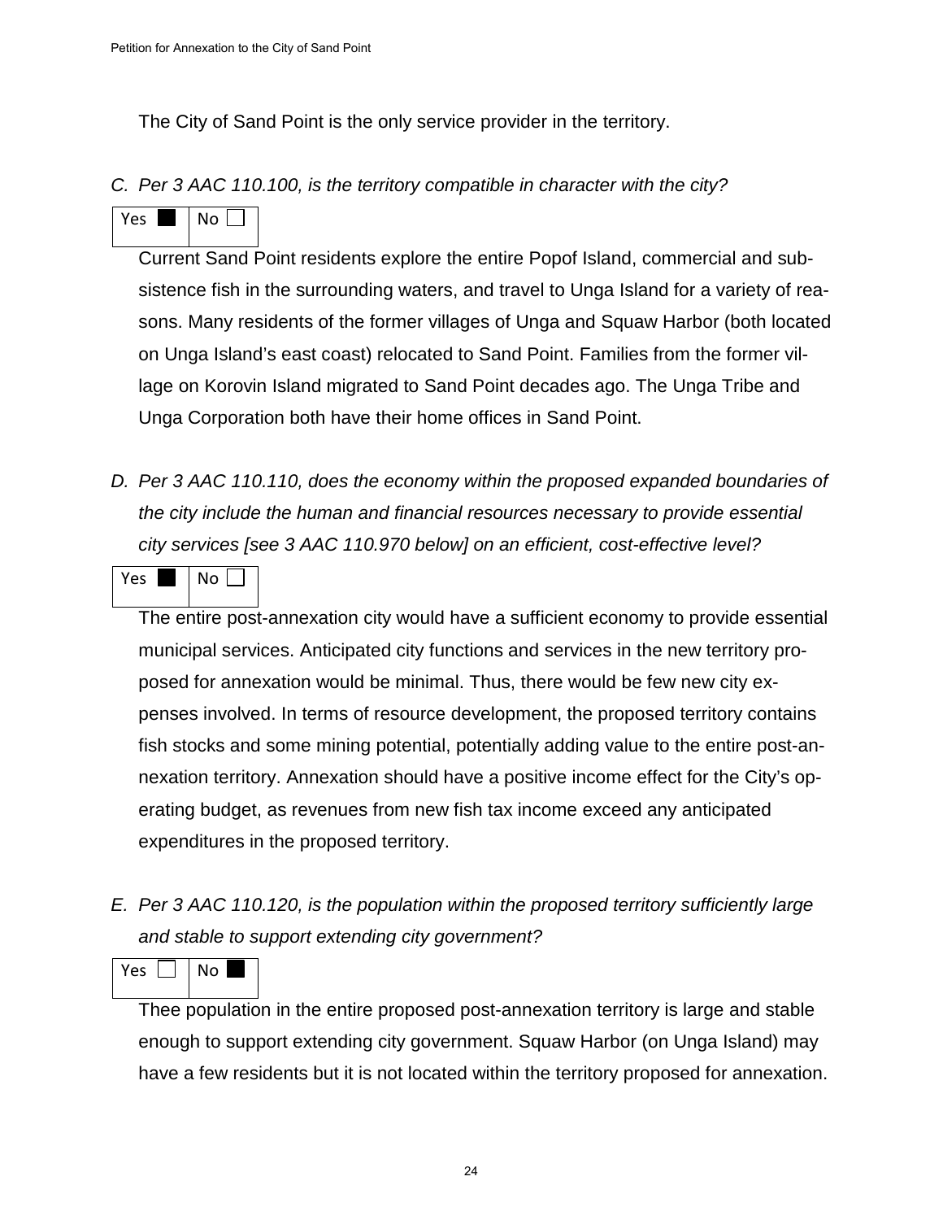The City of Sand Point is the only service provider in the territory.

*C. Per 3 AAC 110.100, is the territory compatible in character with the city?*

| Yes ■ | No ☐ |
|---|---|

Current Sand Point residents explore the entire Popof Island, commercial and subsistence fish in the surrounding waters, and travel to Unga Island for a variety of reasons. Many residents of the former villages of Unga and Squaw Harbor (both located on Unga Island's east coast) relocated to Sand Point. Families from the former village on Korovin Island migrated to Sand Point decades ago. The Unga Tribe and Unga Corporation both have their home offices in Sand Point.

*D. Per 3 AAC 110.110, does the economy within the proposed expanded boundaries of the city include the human and financial resources necessary to provide essential city services [see 3 AAC 110.970 below] on an efficient, cost-effective level?*

| Yes ■ | No ☐ |
|---|---|

The entire post-annexation city would have a sufficient economy to provide essential municipal services. Anticipated city functions and services in the new territory proposed for annexation would be minimal. Thus, there would be few new city expenses involved. In terms of resource development, the proposed territory contains fish stocks and some mining potential, potentially adding value to the entire post-annexation territory. Annexation should have a positive income effect for the City's operating budget, as revenues from new fish tax income exceed any anticipated expenditures in the proposed territory.

*E. Per 3 AAC 110.120, is the population within the proposed territory sufficiently large and stable to support extending city government?*

| Yes ☐ | No ■ |
|---|---|

Thee population in the entire proposed post-annexation territory is large and stable enough to support extending city government. Squaw Harbor (on Unga Island) may have a few residents but it is not located within the territory proposed for annexation.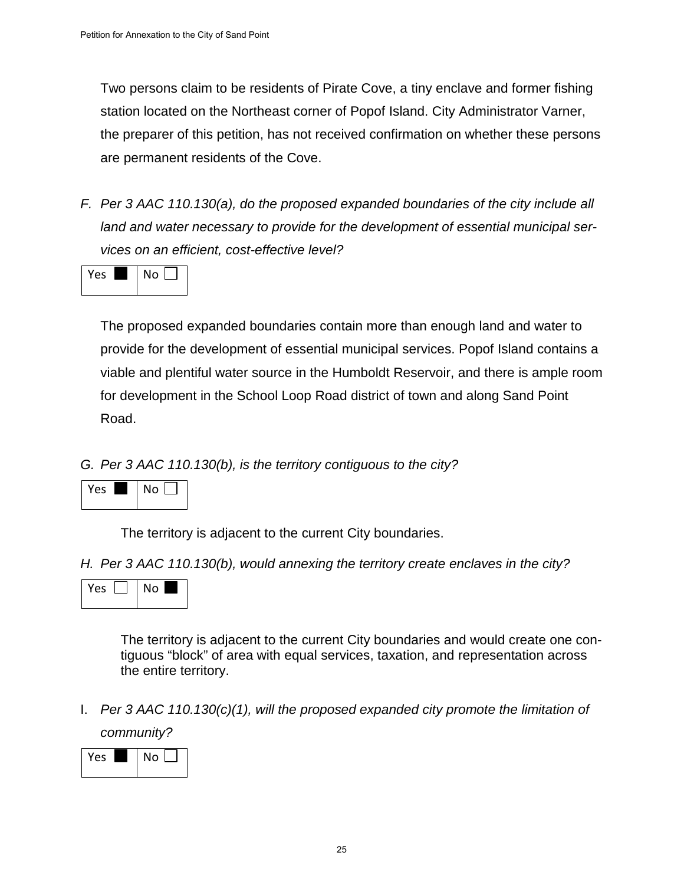Two persons claim to be residents of Pirate Cove, a tiny enclave and former fishing station located on the Northeast corner of Popof Island. City Administrator Varner, the preparer of this petition, has not received confirmation on whether these persons are permanent residents of the Cove.

F. *Per 3 AAC 110.130(a), do the proposed expanded boundaries of the city include all land and water necessary to provide for the development of essential municipal services on an efficient, cost-effective level?*

| Yes ■ | No ☐ |
|---|---|

The proposed expanded boundaries contain more than enough land and water to provide for the development of essential municipal services. Popof Island contains a viable and plentiful water source in the Humboldt Reservoir, and there is ample room for development in the School Loop Road district of town and along Sand Point Road.

G. *Per 3 AAC 110.130(b), is the territory contiguous to the city?*

| Yes ■ | No ☐ |
|---|---|

The territory is adjacent to the current City boundaries.

H. *Per 3 AAC 110.130(b), would annexing the territory create enclaves in the city?*

| Yes ☐ | No ■ |
|---|---|

The territory is adjacent to the current City boundaries and would create one contiguous "block" of area with equal services, taxation, and representation across the entire territory.

I. *Per 3 AAC 110.130(c)(1), will the proposed expanded city promote the limitation of community?*

| Yes ■ | No ☐ |
|---|---|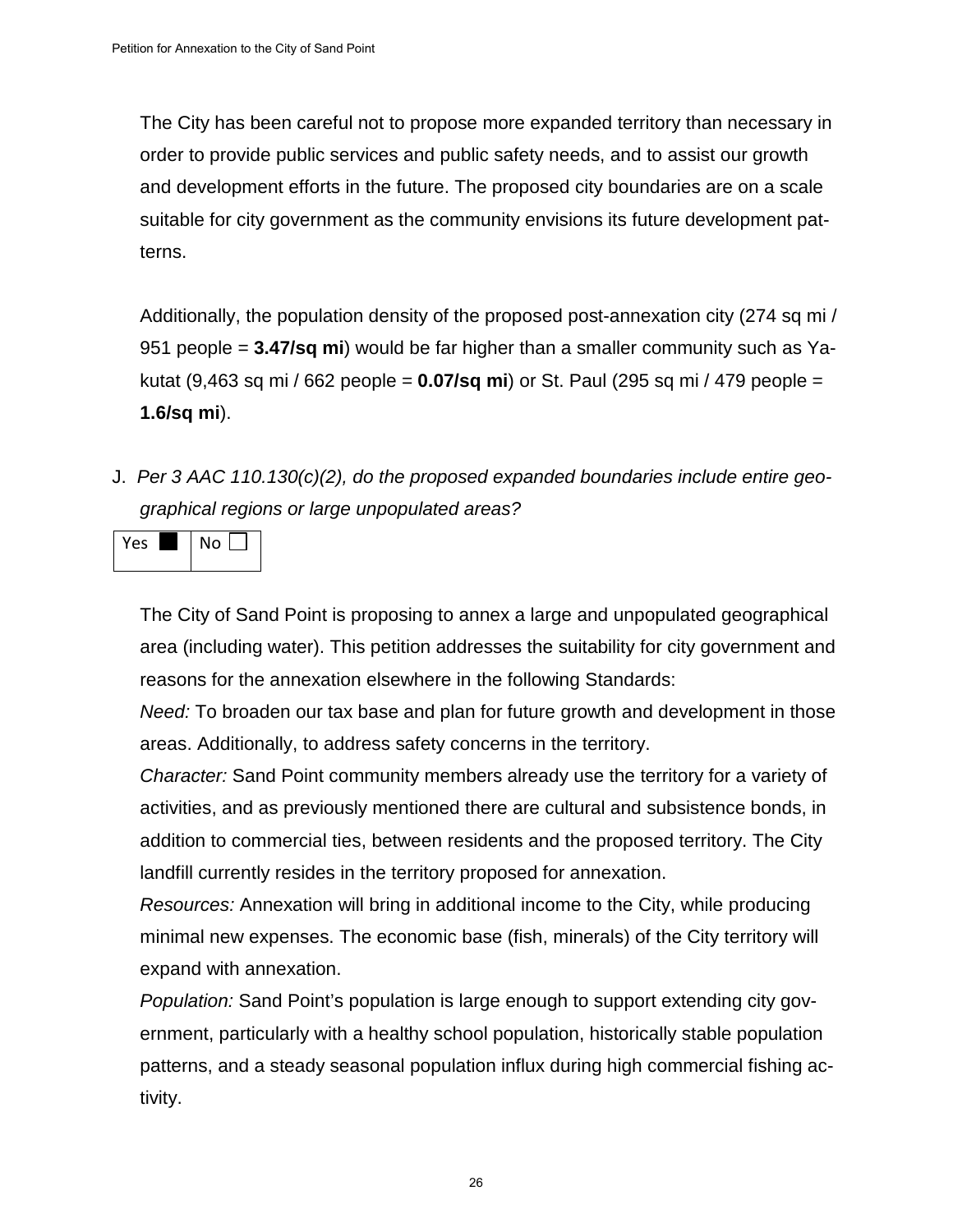The City has been careful not to propose more expanded territory than necessary in order to provide public services and public safety needs, and to assist our growth and development efforts in the future. The proposed city boundaries are on a scale suitable for city government as the community envisions its future development patterns.

Additionally, the population density of the proposed post-annexation city (274 sq mi / 951 people = **3.47/sq mi**) would be far higher than a smaller community such as Yakutat (9,463 sq mi / 662 people = **0.07/sq mi**) or St. Paul (295 sq mi / 479 people = **1.6/sq mi**).

J. *Per 3 AAC 110.130(c)(2), do the proposed expanded boundaries include entire geographical regions or large unpopulated areas?*

| Yes ■ | No ☐ |
|---|---|

The City of Sand Point is proposing to annex a large and unpopulated geographical area (including water). This petition addresses the suitability for city government and reasons for the annexation elsewhere in the following Standards:

*Need:* To broaden our tax base and plan for future growth and development in those areas. Additionally, to address safety concerns in the territory.

*Character:* Sand Point community members already use the territory for a variety of activities, and as previously mentioned there are cultural and subsistence bonds, in addition to commercial ties, between residents and the proposed territory. The City landfill currently resides in the territory proposed for annexation.

*Resources:* Annexation will bring in additional income to the City, while producing minimal new expenses. The economic base (fish, minerals) of the City territory will expand with annexation.

*Population:* Sand Point's population is large enough to support extending city government, particularly with a healthy school population, historically stable population patterns, and a steady seasonal population influx during high commercial fishing activity.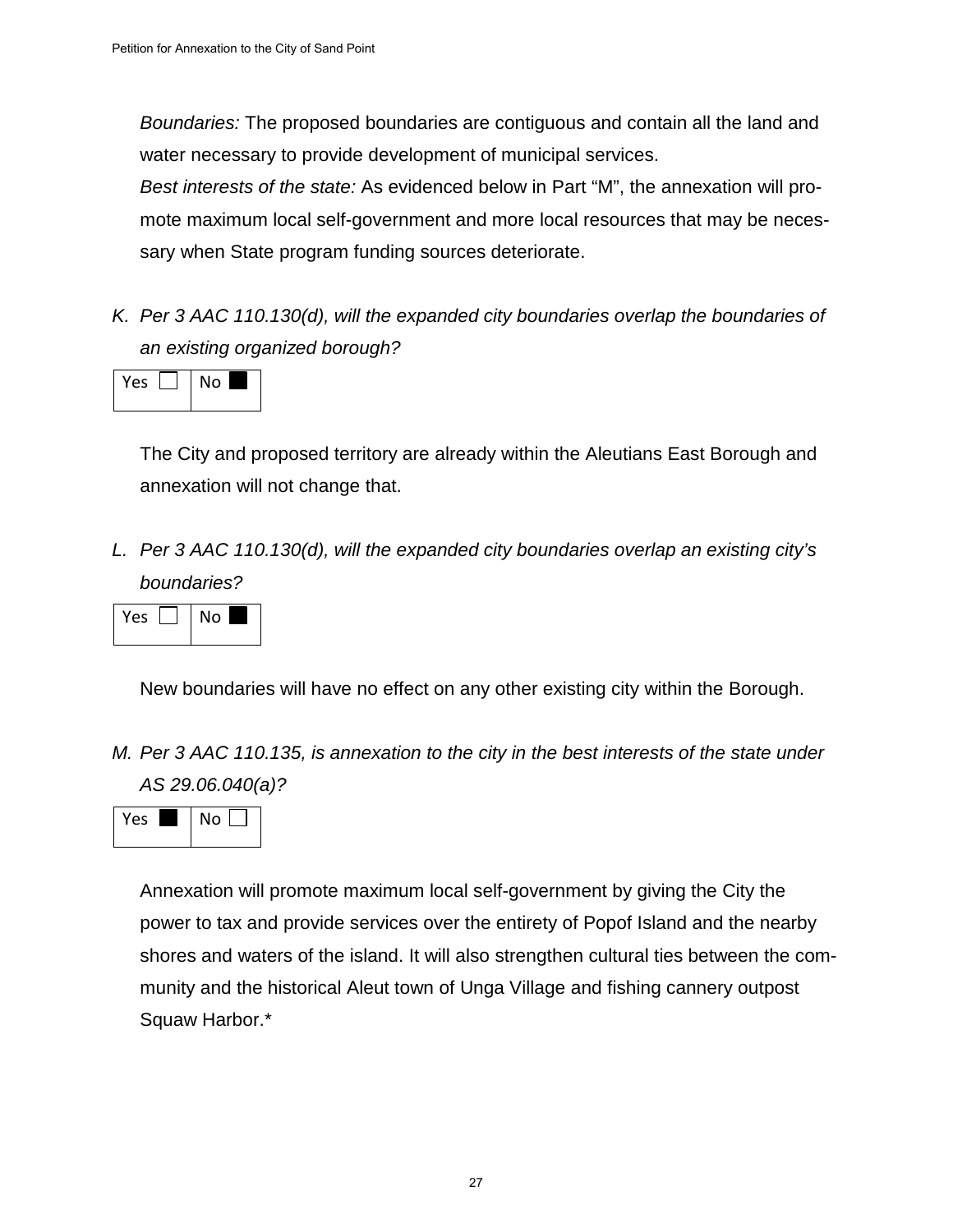*Boundaries:* The proposed boundaries are contiguous and contain all the land and water necessary to provide development of municipal services.
*Best interests of the state:* As evidenced below in Part “M”, the annexation will promote maximum local self-government and more local resources that may be necessary when State program funding sources deteriorate.

K. *Per 3 AAC 110.130(d), will the expanded city boundaries overlap the boundaries of an existing organized borough?*

| Yes ☐ | No ■ |
|---|---|

The City and proposed territory are already within the Aleutians East Borough and annexation will not change that.

L. *Per 3 AAC 110.130(d), will the expanded city boundaries overlap an existing city’s boundaries?*

| Yes ☐ | No ■ |
|---|---|

New boundaries will have no effect on any other existing city within the Borough.

M. *Per 3 AAC 110.135, is annexation to the city in the best interests of the state under AS 29.06.040(a)?*

| Yes ■ | No ☐ |
|---|---|

Annexation will promote maximum local self-government by giving the City the power to tax and provide services over the entirety of Popof Island and the nearby shores and waters of the island. It will also strengthen cultural ties between the community and the historical Aleut town of Unga Village and fishing cannery outpost Squaw Harbor.*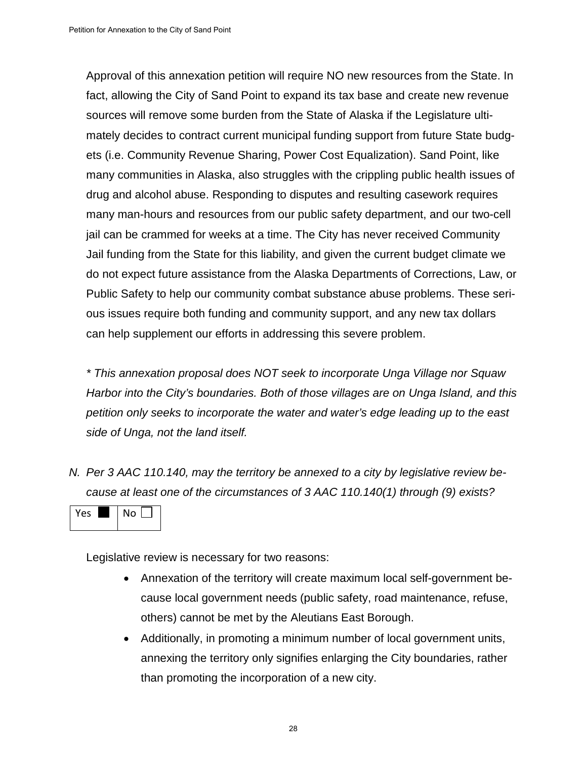Approval of this annexation petition will require NO new resources from the State. In fact, allowing the City of Sand Point to expand its tax base and create new revenue sources will remove some burden from the State of Alaska if the Legislature ultimately decides to contract current municipal funding support from future State budgets (i.e. Community Revenue Sharing, Power Cost Equalization). Sand Point, like many communities in Alaska, also struggles with the crippling public health issues of drug and alcohol abuse. Responding to disputes and resulting casework requires many man-hours and resources from our public safety department, and our two-cell jail can be crammed for weeks at a time. The City has never received Community Jail funding from the State for this liability, and given the current budget climate we do not expect future assistance from the Alaska Departments of Corrections, Law, or Public Safety to help our community combat substance abuse problems. These serious issues require both funding and community support, and any new tax dollars can help supplement our efforts in addressing this severe problem.

*\* This annexation proposal does NOT seek to incorporate Unga Village nor Squaw Harbor into the City's boundaries. Both of those villages are on Unga Island, and this petition only seeks to incorporate the water and water's edge leading up to the east side of Unga, not the land itself.*

*N. Per 3 AAC 110.140, may the territory be annexed to a city by legislative review because at least one of the circumstances of 3 AAC 110.140(1) through (9) exists?*

| Yes ■ | No ☐ |
|---|---|

Legislative review is necessary for two reasons:

- Annexation of the territory will create maximum local self-government because local government needs (public safety, road maintenance, refuse, others) cannot be met by the Aleutians East Borough.
- Additionally, in promoting a minimum number of local government units, annexing the territory only signifies enlarging the City boundaries, rather than promoting the incorporation of a new city.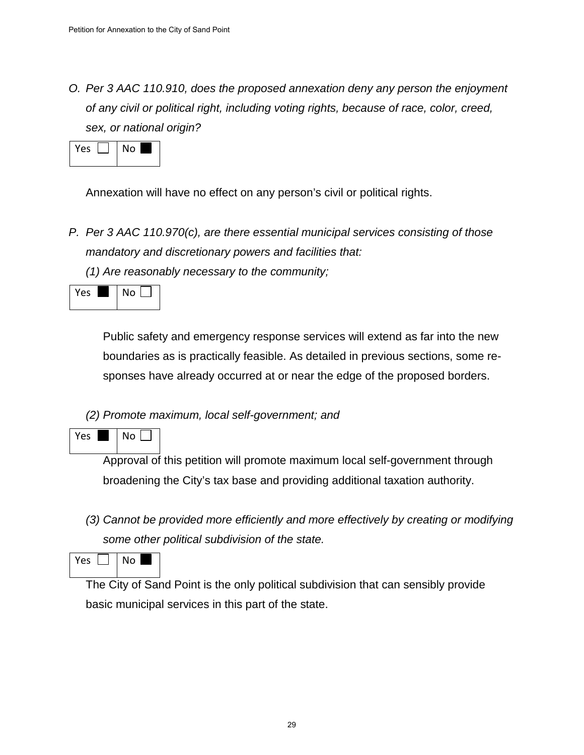*O. Per 3 AAC 110.910, does the proposed annexation deny any person the enjoyment of any civil or political right, including voting rights, because of race, color, creed, sex, or national origin?*

| Yes ☐ | No ■ |
|---|---|

Annexation will have no effect on any person's civil or political rights.

*P. Per 3 AAC 110.970(c), are there essential municipal services consisting of those mandatory and discretionary powers and facilities that:*

*(1) Are reasonably necessary to the community;*

| Yes ■ | No ☐ |
|---|---|

Public safety and emergency response services will extend as far into the new boundaries as is practically feasible. As detailed in previous sections, some responses have already occurred at or near the edge of the proposed borders.

*(2) Promote maximum, local self-government; and*

| Yes ■ | No ☐ |
|---|---|

Approval of this petition will promote maximum local self-government through broadening the City's tax base and providing additional taxation authority.

*(3) Cannot be provided more efficiently and more effectively by creating or modifying some other political subdivision of the state.*

| Yes ☐ | No ■ |
|---|---|

The City of Sand Point is the only political subdivision that can sensibly provide basic municipal services in this part of the state.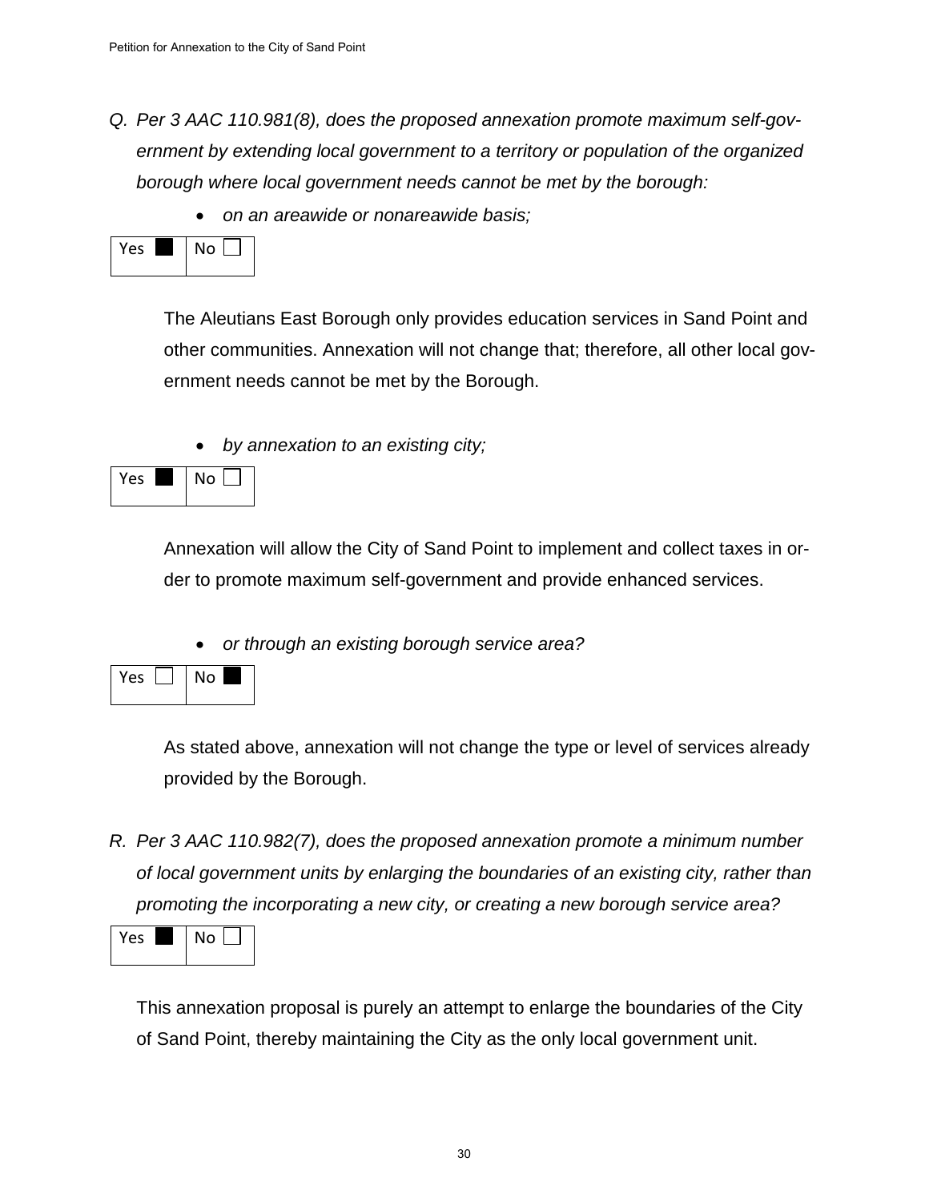*Q. Per 3 AAC 110.981(8), does the proposed annexation promote maximum self-government by extending local government to a territory or population of the organized borough where local government needs cannot be met by the borough:*

- *on an areawide or nonareawide basis;*

| Yes ■ | No ☐ |
|---|---|

The Aleutians East Borough only provides education services in Sand Point and other communities. Annexation will not change that; therefore, all other local government needs cannot be met by the Borough.

- *by annexation to an existing city;*

| Yes ■ | No ☐ |
|---|---|

Annexation will allow the City of Sand Point to implement and collect taxes in order to promote maximum self-government and provide enhanced services.

- *or through an existing borough service area?*

| Yes ☐ | No ■ |
|---|---|

As stated above, annexation will not change the type or level of services already provided by the Borough.

*R. Per 3 AAC 110.982(7), does the proposed annexation promote a minimum number of local government units by enlarging the boundaries of an existing city, rather than promoting the incorporating a new city, or creating a new borough service area?*

| Yes ■ | No ☐ |
|---|---|

This annexation proposal is purely an attempt to enlarge the boundaries of the City of Sand Point, thereby maintaining the City as the only local government unit.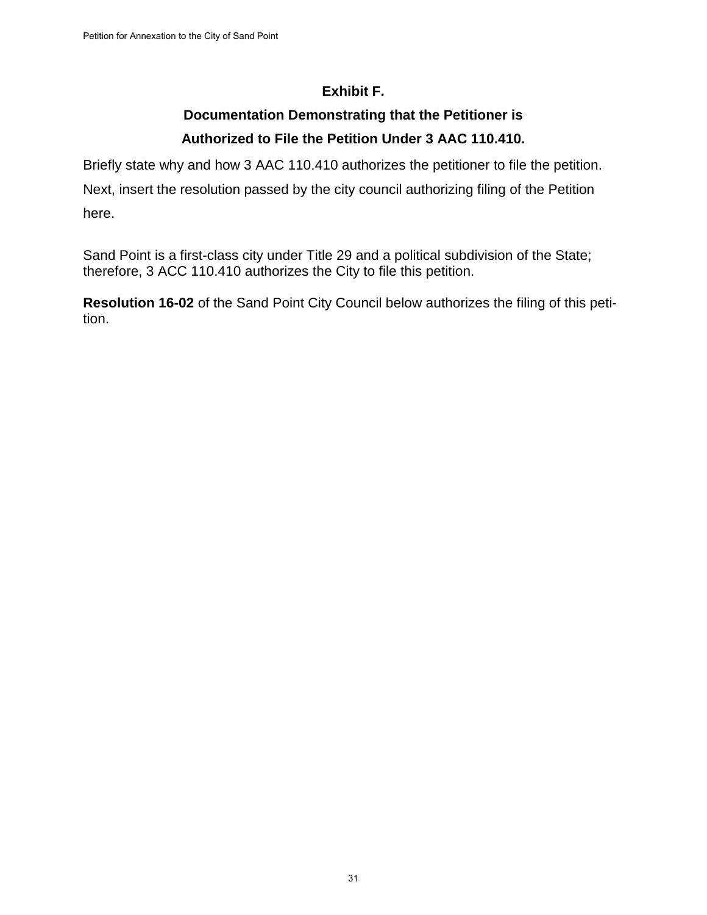## Exhibit F.

## Documentation Demonstrating that the Petitioner is Authorized to File the Petition Under 3 AAC 110.410.

Briefly state why and how 3 AAC 110.410 authorizes the petitioner to file the petition. Next, insert the resolution passed by the city council authorizing filing of the Petition here.

Sand Point is a first-class city under Title 29 and a political subdivision of the State; therefore, 3 ACC 110.410 authorizes the City to file this petition.

**Resolution 16-02** of the Sand Point City Council below authorizes the filing of this petition.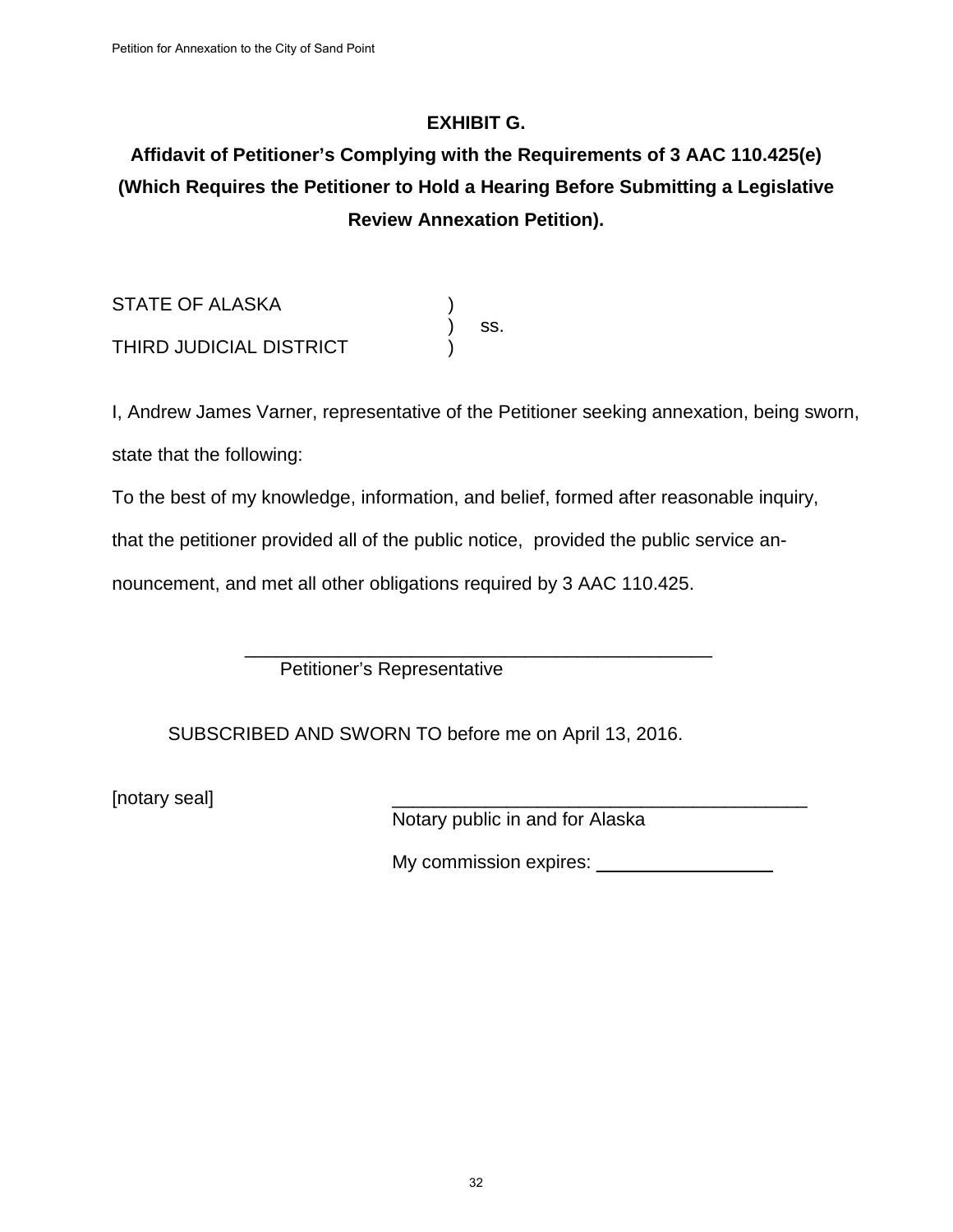**EXHIBIT G.**

**Affidavit of Petitioner's Complying with the Requirements of 3 AAC 110.425(e) (Which Requires the Petitioner to Hold a Hearing Before Submitting a Legislative Review Annexation Petition).**

STATE OF ALASKA )
) ss.
THIRD JUDICIAL DISTRICT )

I, Andrew James Varner, representative of the Petitioner seeking annexation, being sworn, state that the following:

To the best of my knowledge, information, and belief, formed after reasonable inquiry, that the petitioner provided all of the public notice, provided the public service announcement, and met all other obligations required by 3 AAC 110.425.

_______________________________________________
Petitioner's Representative

SUBSCRIBED AND SWORN TO before me on April 13, 2016.

[notary seal]

_________________________________________
Notary public in and for Alaska

My commission expires: _______________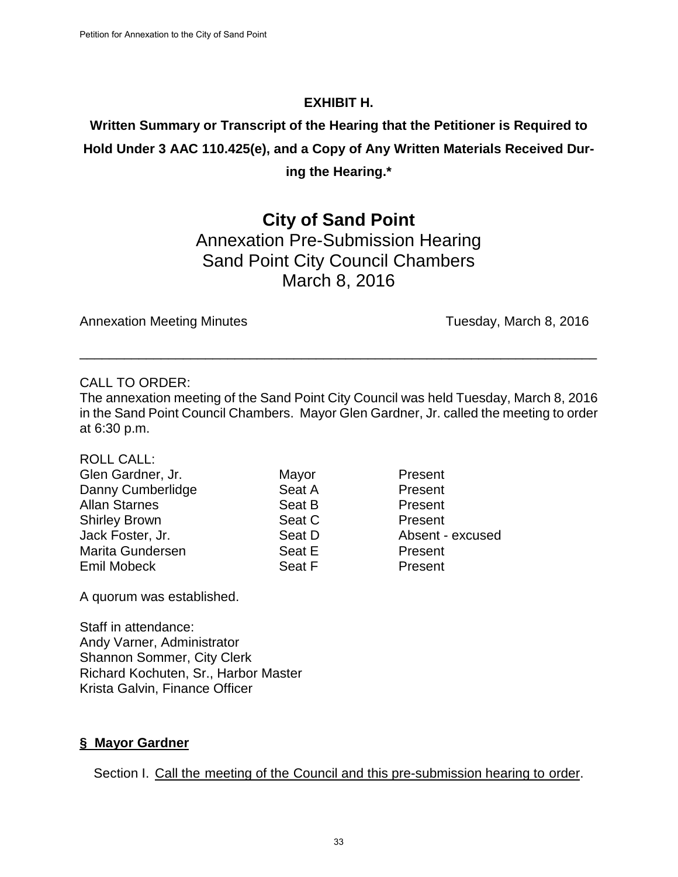**EXHIBIT H.**

**Written Summary or Transcript of the Hearing that the Petitioner is Required to Hold Under 3 AAC 110.425(e), and a Copy of Any Written Materials Received During the Hearing.***

# City of Sand Point

## Annexation Pre-Submission Hearing
## Sand Point City Council Chambers
## March 8, 2016

Annexation Meeting Minutes — Tuesday, March 8, 2016

---

CALL TO ORDER:
The annexation meeting of the Sand Point City Council was held Tuesday, March 8, 2016 in the Sand Point Council Chambers. Mayor Glen Gardner, Jr. called the meeting to order at 6:30 p.m.

ROLL CALL:

| | | |
|---|---|---|
| Glen Gardner, Jr. | Mayor | Present |
| Danny Cumberlidge | Seat A | Present |
| Allan Starnes | Seat B | Present |
| Shirley Brown | Seat C | Present |
| Jack Foster, Jr. | Seat D | Absent - excused |
| Marita Gundersen | Seat E | Present |
| Emil Mobeck | Seat F | Present |

A quorum was established.

Staff in attendance:
Andy Varner, Administrator
Shannon Sommer, City Clerk
Richard Kochuten, Sr., Harbor Master
Krista Galvin, Finance Officer

**§ Mayor Gardner**

Section I. Call the meeting of the Council and this pre-submission hearing to order.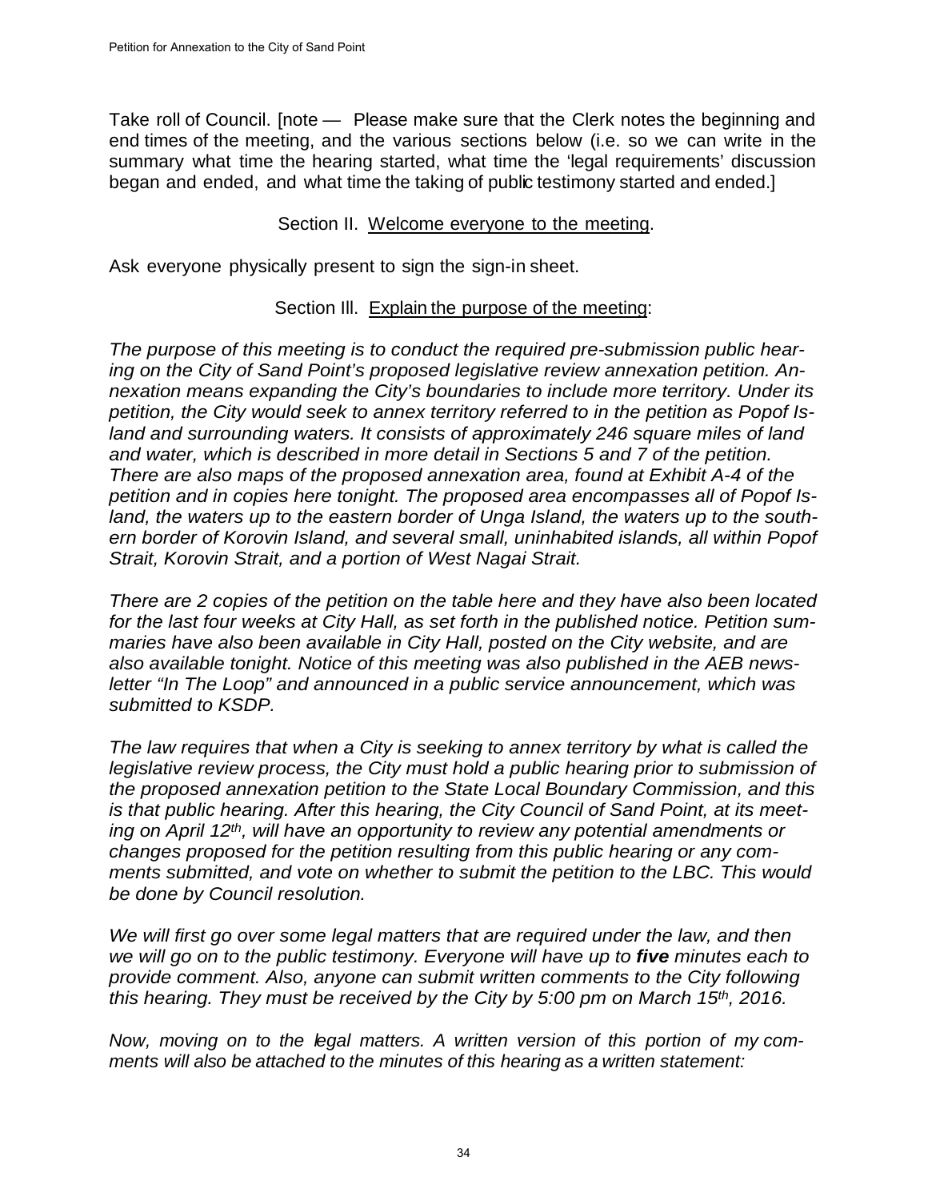Take roll of Council. [note — Please make sure that the Clerk notes the beginning and end times of the meeting, and the various sections below (i.e. so we can write in the summary what time the hearing started, what time the 'legal requirements' discussion began and ended, and what time the taking of public testimony started and ended.]

Section II. Welcome everyone to the meeting.

Ask everyone physically present to sign the sign-in sheet.

Section Ill. Explain the purpose of the meeting:

*The purpose of this meeting is to conduct the required pre-submission public hearing on the City of Sand Point's proposed legislative review annexation petition. Annexation means expanding the City's boundaries to include more territory. Under its petition, the City would seek to annex territory referred to in the petition as Popof Island and surrounding waters. It consists of approximately 246 square miles of land and water, which is described in more detail in Sections 5 and 7 of the petition. There are also maps of the proposed annexation area, found at Exhibit A-4 of the petition and in copies here tonight. The proposed area encompasses all of Popof Island, the waters up to the eastern border of Unga Island, the waters up to the southern border of Korovin Island, and several small, uninhabited islands, all within Popof Strait, Korovin Strait, and a portion of West Nagai Strait.*

*There are 2 copies of the petition on the table here and they have also been located for the last four weeks at City Hall, as set forth in the published notice. Petition summaries have also been available in City Hall, posted on the City website, and are also available tonight. Notice of this meeting was also published in the AEB newsletter "In The Loop" and announced in a public service announcement, which was submitted to KSDP.*

*The law requires that when a City is seeking to annex territory by what is called the legislative review process, the City must hold a public hearing prior to submission of the proposed annexation petition to the State Local Boundary Commission, and this is that public hearing. After this hearing, the City Council of Sand Point, at its meeting on April 12th, will have an opportunity to review any potential amendments or changes proposed for the petition resulting from this public hearing or any comments submitted, and vote on whether to submit the petition to the LBC. This would be done by Council resolution.*

*We will first go over some legal matters that are required under the law, and then we will go on to the public testimony. Everyone will have up to **five** minutes each to provide comment. Also, anyone can submit written comments to the City following this hearing. They must be received by the City by 5:00 pm on March 15th, 2016.*

*Now, moving on to the legal matters. A written version of this portion of my comments will also be attached to the minutes of this hearing as a written statement:*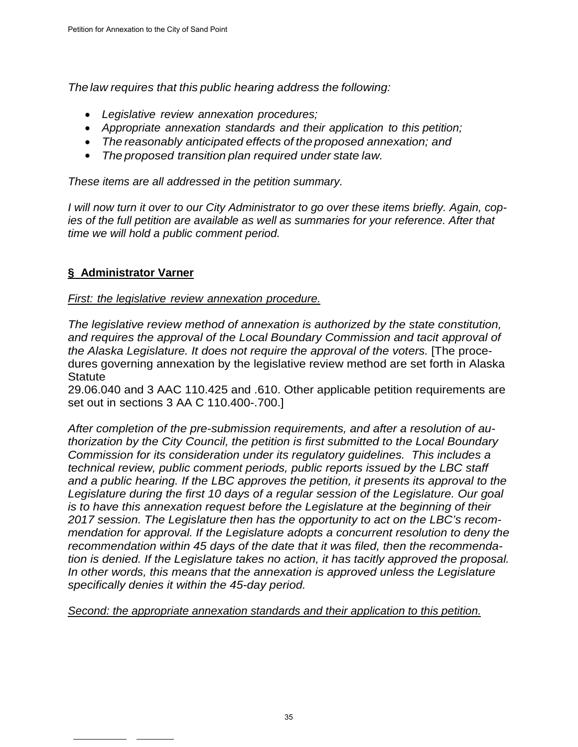*The law requires that this public hearing address the following:*

- *Legislative review annexation procedures;*
- *Appropriate annexation standards and their application to this petition;*
- *The reasonably anticipated effects of the proposed annexation; and*
- *The proposed transition plan required under state law.*

*These items are all addressed in the petition summary.*

*I will now turn it over to our City Administrator to go over these items briefly. Again, copies of the full petition are available as well as summaries for your reference. After that time we will hold a public comment period.*

**§ Administrator Varner**

*First: the legislative review annexation procedure.*

*The legislative review method of annexation is authorized by the state constitution, and requires the approval of the Local Boundary Commission and tacit approval of the Alaska Legislature. It does not require the approval of the voters.* [The procedures governing annexation by the legislative review method are set forth in Alaska Statute
29.06.040 and 3 AAC 110.425 and .610. Other applicable petition requirements are set out in sections 3 AA C 110.400-.700.]

*After completion of the pre-submission requirements, and after a resolution of authorization by the City Council, the petition is first submitted to the Local Boundary Commission for its consideration under its regulatory guidelines. This includes a technical review, public comment periods, public reports issued by the LBC staff and a public hearing. If the LBC approves the petition, it presents its approval to the Legislature during the first 10 days of a regular session of the Legislature. Our goal is to have this annexation request before the Legislature at the beginning of their 2017 session. The Legislature then has the opportunity to act on the LBC's recommendation for approval. If the Legislature adopts a concurrent resolution to deny the recommendation within 45 days of the date that it was filed, then the recommendation is denied. If the Legislature takes no action, it has tacitly approved the proposal. In other words, this means that the annexation is approved unless the Legislature specifically denies it within the 45-day period.*

*Second: the appropriate annexation standards and their application to this petition.*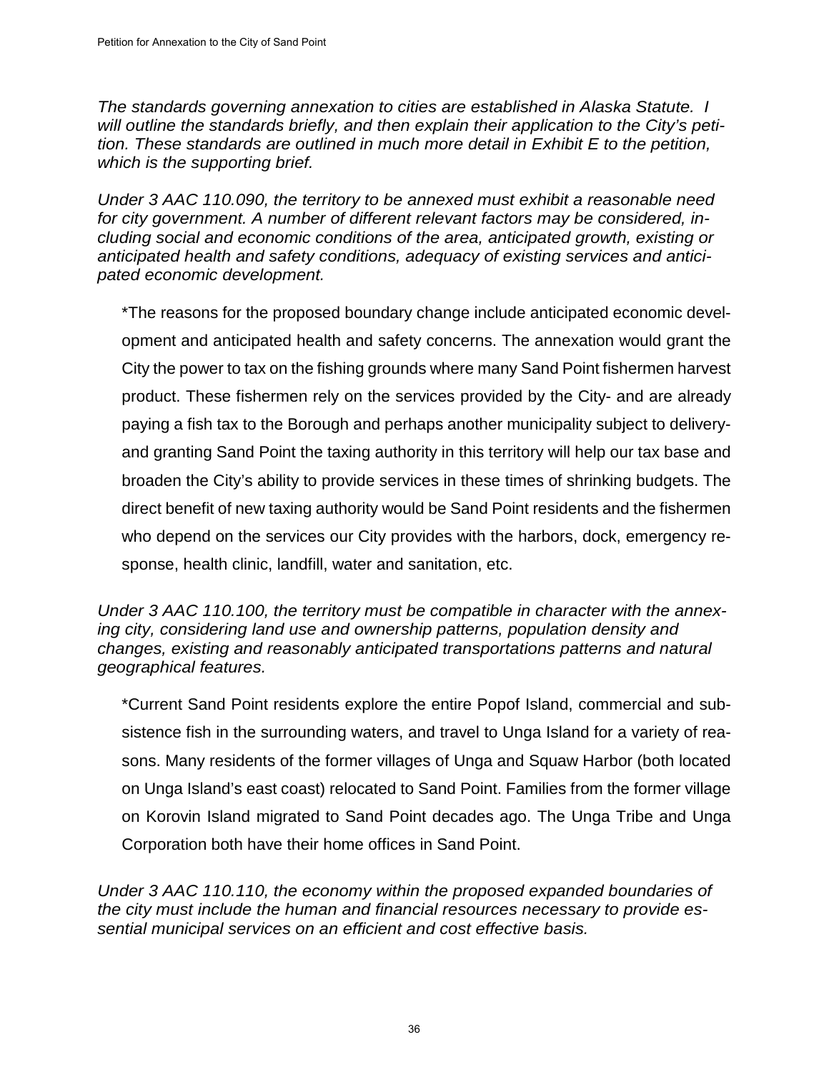*The standards governing annexation to cities are established in Alaska Statute. I will outline the standards briefly, and then explain their application to the City's petition. These standards are outlined in much more detail in Exhibit E to the petition, which is the supporting brief.*

*Under 3 AAC 110.090, the territory to be annexed must exhibit a reasonable need for city government. A number of different relevant factors may be considered, including social and economic conditions of the area, anticipated growth, existing or anticipated health and safety conditions, adequacy of existing services and anticipated economic development.*

*The reasons for the proposed boundary change include anticipated economic development and anticipated health and safety concerns. The annexation would grant the City the power to tax on the fishing grounds where many Sand Point fishermen harvest product. These fishermen rely on the services provided by the City- and are already paying a fish tax to the Borough and perhaps another municipality subject to delivery- and granting Sand Point the taxing authority in this territory will help our tax base and broaden the City's ability to provide services in these times of shrinking budgets. The direct benefit of new taxing authority would be Sand Point residents and the fishermen who depend on the services our City provides with the harbors, dock, emergency response, health clinic, landfill, water and sanitation, etc.

*Under 3 AAC 110.100, the territory must be compatible in character with the annexing city, considering land use and ownership patterns, population density and changes, existing and reasonably anticipated transportations patterns and natural geographical features.*

*Current Sand Point residents explore the entire Popof Island, commercial and subsistence fish in the surrounding waters, and travel to Unga Island for a variety of reasons. Many residents of the former villages of Unga and Squaw Harbor (both located on Unga Island's east coast) relocated to Sand Point. Families from the former village on Korovin Island migrated to Sand Point decades ago. The Unga Tribe and Unga Corporation both have their home offices in Sand Point.

*Under 3 AAC 110.110, the economy within the proposed expanded boundaries of the city must include the human and financial resources necessary to provide essential municipal services on an efficient and cost effective basis.*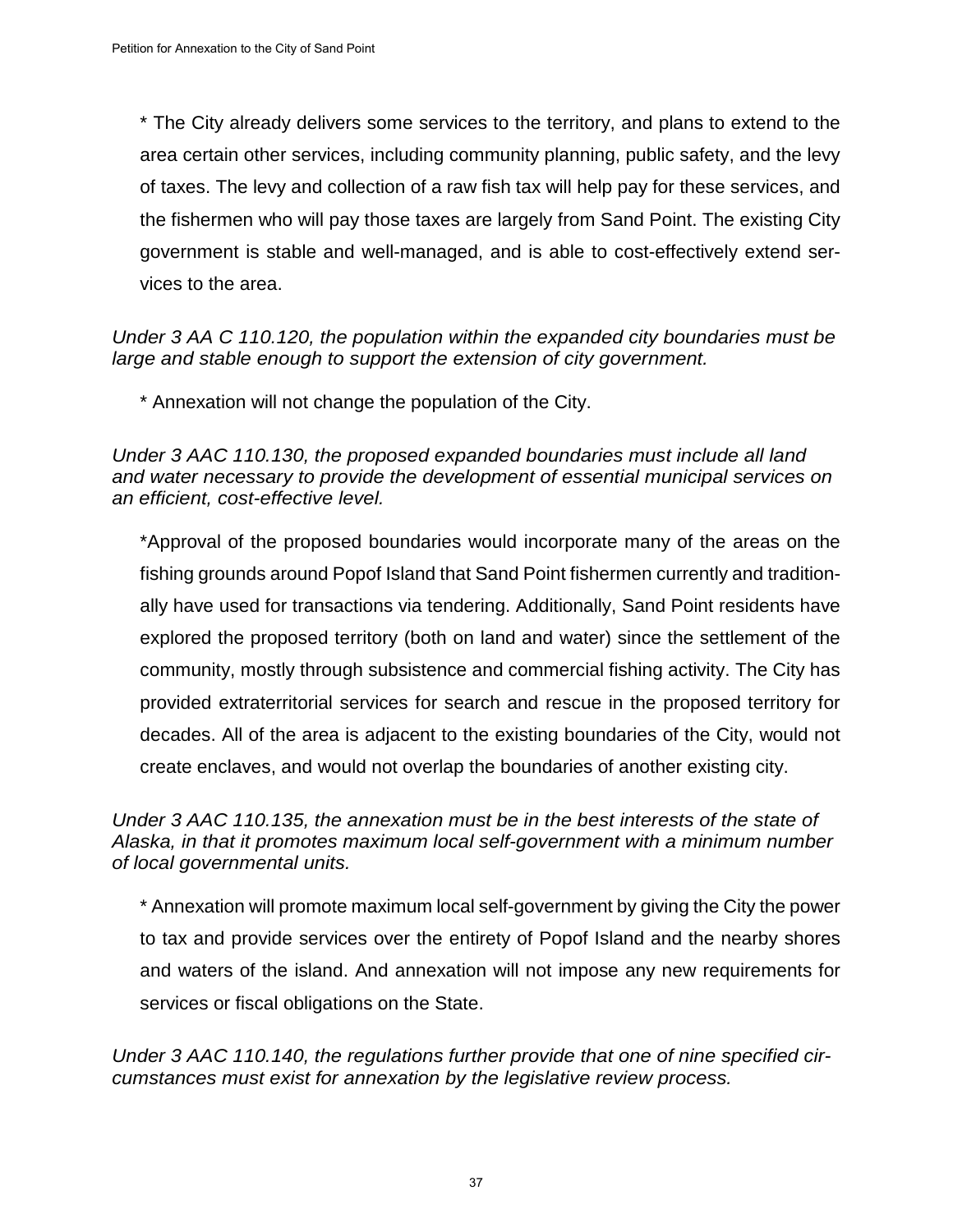* The City already delivers some services to the territory, and plans to extend to the area certain other services, including community planning, public safety, and the levy of taxes. The levy and collection of a raw fish tax will help pay for these services, and the fishermen who will pay those taxes are largely from Sand Point. The existing City government is stable and well-managed, and is able to cost-effectively extend services to the area.

*Under 3 AA C 110.120, the population within the expanded city boundaries must be large and stable enough to support the extension of city government.*

* Annexation will not change the population of the City.

*Under 3 AAC 110.130, the proposed expanded boundaries must include all land and water necessary to provide the development of essential municipal services on an efficient, cost-effective level.*

*Approval of the proposed boundaries would incorporate many of the areas on the fishing grounds around Popof Island that Sand Point fishermen currently and traditionally have used for transactions via tendering. Additionally, Sand Point residents have explored the proposed territory (both on land and water) since the settlement of the community, mostly through subsistence and commercial fishing activity. The City has provided extraterritorial services for search and rescue in the proposed territory for decades. All of the area is adjacent to the existing boundaries of the City, would not create enclaves, and would not overlap the boundaries of another existing city.

*Under 3 AAC 110.135, the annexation must be in the best interests of the state of Alaska, in that it promotes maximum local self-government with a minimum number of local governmental units.*

* Annexation will promote maximum local self-government by giving the City the power to tax and provide services over the entirety of Popof Island and the nearby shores and waters of the island. And annexation will not impose any new requirements for services or fiscal obligations on the State.

*Under 3 AAC 110.140, the regulations further provide that one of nine specified circumstances must exist for annexation by the legislative review process.*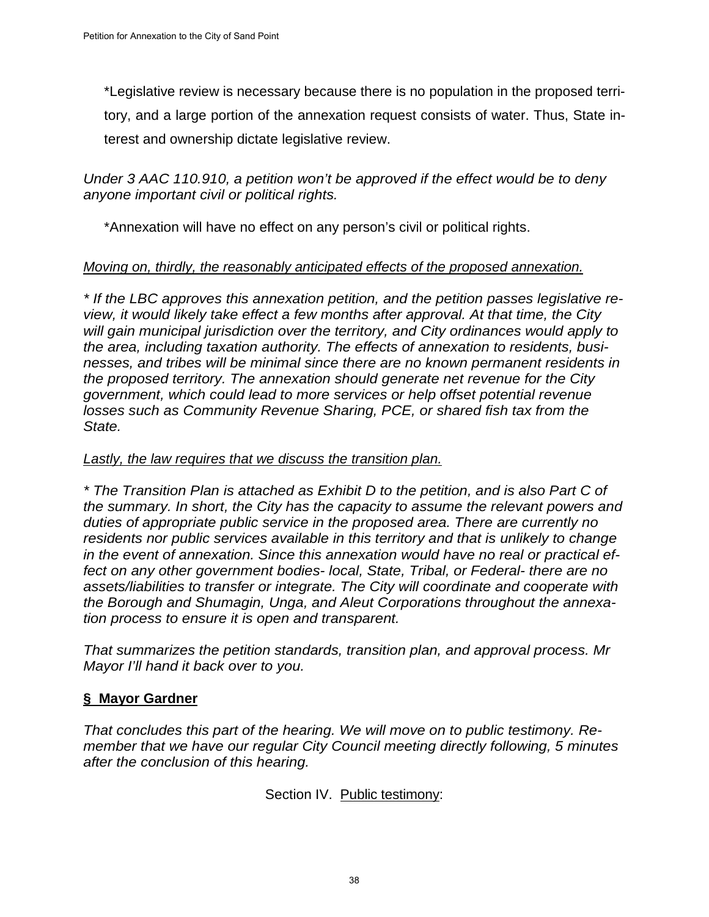*Legislative review is necessary because there is no population in the proposed territory, and a large portion of the annexation request consists of water. Thus, State interest and ownership dictate legislative review.

*Under 3 AAC 110.910, a petition won't be approved if the effect would be to deny anyone important civil or political rights.*

*Annexation will have no effect on any person's civil or political rights.

*<u>Moving on, thirdly, the reasonably anticipated effects of the proposed annexation.</u>*

** If the LBC approves this annexation petition, and the petition passes legislative review, it would likely take effect a few months after approval. At that time, the City will gain municipal jurisdiction over the territory, and City ordinances would apply to the area, including taxation authority. The effects of annexation to residents, businesses, and tribes will be minimal since there are no known permanent residents in the proposed territory. The annexation should generate net revenue for the City government, which could lead to more services or help offset potential revenue losses such as Community Revenue Sharing, PCE, or shared fish tax from the State.*

*<u>Lastly, the law requires that we discuss the transition plan.</u>*

** The Transition Plan is attached as Exhibit D to the petition, and is also Part C of the summary. In short, the City has the capacity to assume the relevant powers and duties of appropriate public service in the proposed area. There are currently no residents nor public services available in this territory and that is unlikely to change in the event of annexation. Since this annexation would have no real or practical effect on any other government bodies- local, State, Tribal, or Federal- there are no assets/liabilities to transfer or integrate. The City will coordinate and cooperate with the Borough and Shumagin, Unga, and Aleut Corporations throughout the annexation process to ensure it is open and transparent.*

*That summarizes the petition standards, transition plan, and approval process. Mr Mayor I'll hand it back over to you.*

**<u>§ Mayor Gardner</u>**

*That concludes this part of the hearing. We will move on to public testimony. Remember that we have our regular City Council meeting directly following, 5 minutes after the conclusion of this hearing.*

Section IV. <u>Public testimony</u>: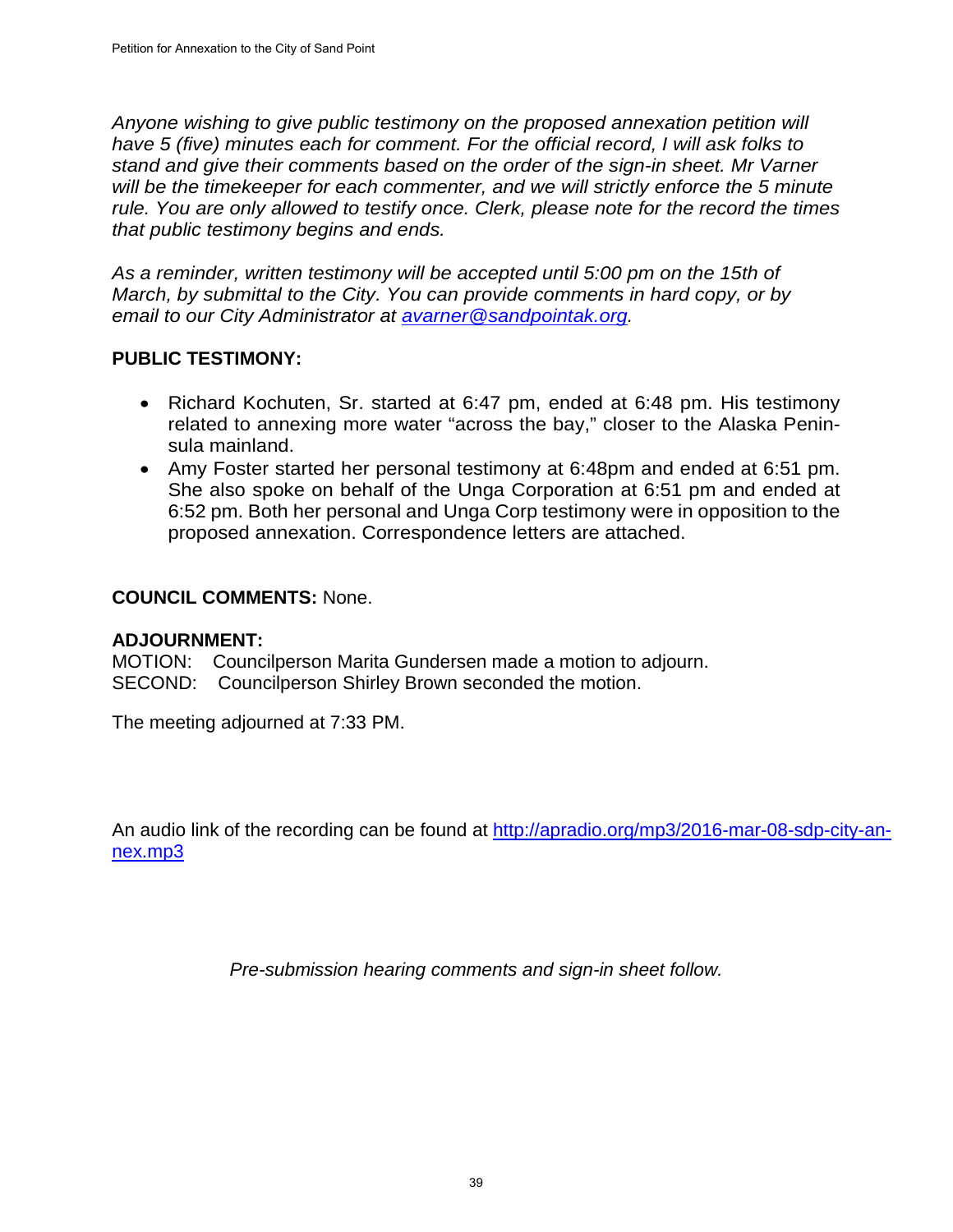*Anyone wishing to give public testimony on the proposed annexation petition will have 5 (five) minutes each for comment. For the official record, I will ask folks to stand and give their comments based on the order of the sign-in sheet. Mr Varner will be the timekeeper for each commenter, and we will strictly enforce the 5 minute rule. You are only allowed to testify once. Clerk, please note for the record the times that public testimony begins and ends.*

*As a reminder, written testimony will be accepted until 5:00 pm on the 15th of March, by submittal to the City. You can provide comments in hard copy, or by email to our City Administrator at [avarner@sandpointak.org](mailto:avarner@sandpointak.org).*

**PUBLIC TESTIMONY:**

- Richard Kochuten, Sr. started at 6:47 pm, ended at 6:48 pm. His testimony related to annexing more water "across the bay," closer to the Alaska Peninsula mainland.
- Amy Foster started her personal testimony at 6:48pm and ended at 6:51 pm. She also spoke on behalf of the Unga Corporation at 6:51 pm and ended at 6:52 pm. Both her personal and Unga Corp testimony were in opposition to the proposed annexation. Correspondence letters are attached.

**COUNCIL COMMENTS:** None.

**ADJOURNMENT:**
MOTION: Councilperson Marita Gundersen made a motion to adjourn.
SECOND: Councilperson Shirley Brown seconded the motion.

The meeting adjourned at 7:33 PM.

An audio link of the recording can be found at [http://apradio.org/mp3/2016-mar-08-sdp-city-annex.mp3](http://apradio.org/mp3/2016-mar-08-sdp-city-annex.mp3)

*Pre-submission hearing comments and sign-in sheet follow.*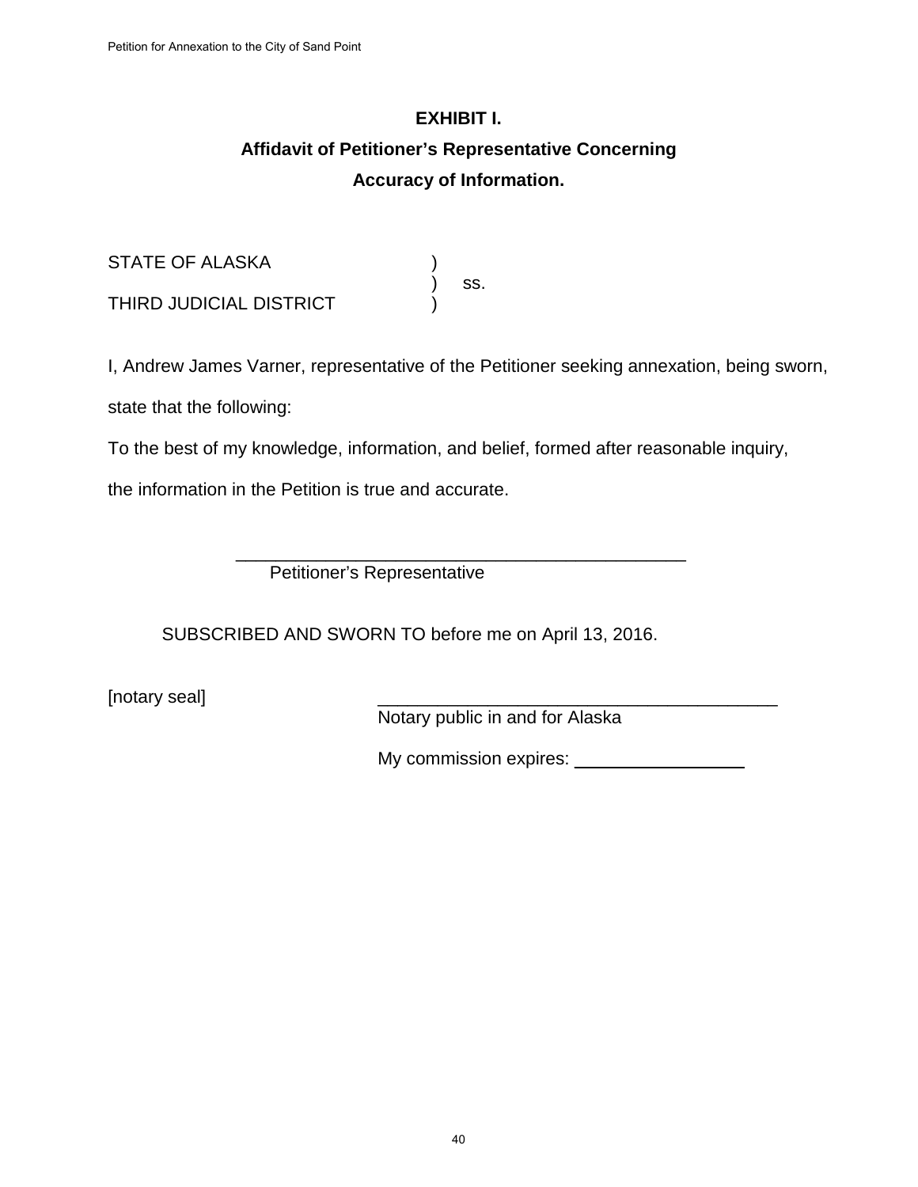# EXHIBIT I.

## Affidavit of Petitioner's Representative Concerning Accuracy of Information.

STATE OF ALASKA )
) ss.
THIRD JUDICIAL DISTRICT )

I, Andrew James Varner, representative of the Petitioner seeking annexation, being sworn, state that the following:

To the best of my knowledge, information, and belief, formed after reasonable inquiry, the information in the Petition is true and accurate.

_______________________________________________
Petitioner's Representative

SUBSCRIBED AND SWORN TO before me on April 13, 2016.

[notary seal]

_______________________________________________
Notary public in and for Alaska

My commission expires: _________________